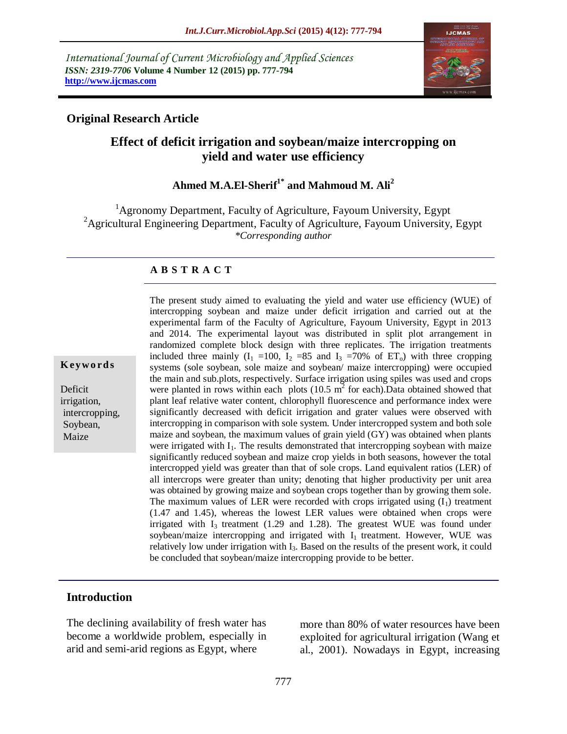International Journal of Current Microbiology and Applied Sciences
*ISSN: 2319-7706* **Volume 4 Number 12 (2015) pp. 777-794**
**http://www.ijcmas.com**

## Original Research Article

# Effect of deficit irrigation and soybean/maize intercropping on yield and water use efficiency

**Ahmed M.A.El-Sherif[1*] and Mahmoud M. Ali[2]**

[1]Agronomy Department, Faculty of Agriculture, Fayoum University, Egypt
[2]Agricultural Engineering Department, Faculty of Agriculture, Fayoum University, Egypt
*\*Corresponding author*

### A B S T R A C T

**Keywords**

Deficit irrigation, intercropping, Soybean, Maize

The present study aimed to evaluating the yield and water use efficiency (WUE) of intercropping soybean and maize under deficit irrigation and carried out at the experimental farm of the Faculty of Agriculture, Fayoum University, Egypt in 2013 and 2014. The experimental layout was distributed in split plot arrangement in randomized complete block design with three replicates. The irrigation treatments included three mainly ($I_1$ =100, $I_2$ =85 and $I_3$ =70% of $ET_o$) with three cropping systems (sole soybean, sole maize and soybean/ maize intercropping) were occupied the main and sub.plots, respectively. Surface irrigation using spiles was used and crops were planted in rows within each plots (10.5 $m^2$ for each).Data obtained showed that plant leaf relative water content, chlorophyll fluorescence and performance index were significantly decreased with deficit irrigation and grater values were observed with intercropping in comparison with sole system. Under intercropped system and both sole maize and soybean, the maximum values of grain yield (GY) was obtained when plants were irrigated with $I_1$. The results demonstrated that intercropping soybean with maize significantly reduced soybean and maize crop yields in both seasons, however the total intercropped yield was greater than that of sole crops. Land equivalent ratios (LER) of all intercrops were greater than unity; denoting that higher productivity per unit area was obtained by growing maize and soybean crops together than by growing them sole. The maximum values of LER were recorded with crops irrigated using ($I_1$) treatment (1.47 and 1.45), whereas the lowest LER values were obtained when crops were irrigated with $I_3$ treatment (1.29 and 1.28). The greatest WUE was found under soybean/maize intercropping and irrigated with $I_1$ treatment. However, WUE was relatively low under irrigation with $I_3$. Based on the results of the present work, it could be concluded that soybean/maize intercropping provide to be better.

## Introduction

The declining availability of fresh water has become a worldwide problem, especially in arid and semi-arid regions as Egypt, where more than 80% of water resources have been exploited for agricultural irrigation (Wang et al., 2001). Nowadays in Egypt, increasing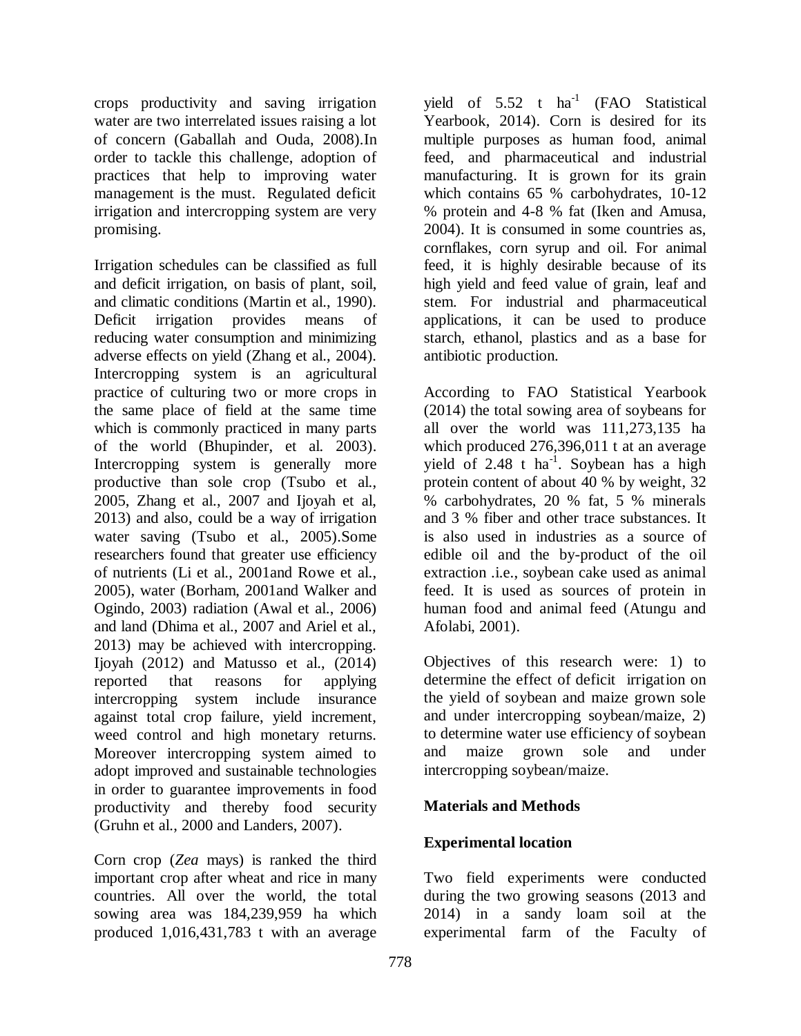crops productivity and saving irrigation water are two interrelated issues raising a lot of concern (Gaballah and Ouda, 2008).In order to tackle this challenge, adoption of practices that help to improving water management is the must. Regulated deficit irrigation and intercropping system are very promising.

Irrigation schedules can be classified as full and deficit irrigation, on basis of plant, soil, and climatic conditions (Martin et al., 1990). Deficit irrigation provides means of reducing water consumption and minimizing adverse effects on yield (Zhang et al., 2004). Intercropping system is an agricultural practice of culturing two or more crops in the same place of field at the same time which is commonly practiced in many parts of the world (Bhupinder, et al. 2003). Intercropping system is generally more productive than sole crop (Tsubo et al., 2005, Zhang et al., 2007 and Ijoyah et al, 2013) and also, could be a way of irrigation water saving (Tsubo et al., 2005).Some researchers found that greater use efficiency of nutrients (Li et al., 2001and Rowe et al., 2005), water (Borham, 2001and Walker and Ogindo, 2003) radiation (Awal et al., 2006) and land (Dhima et al., 2007 and Ariel et al., 2013) may be achieved with intercropping. Ijoyah (2012) and Matusso et al., (2014) reported that reasons for applying intercropping system include insurance against total crop failure, yield increment, weed control and high monetary returns. Moreover intercropping system aimed to adopt improved and sustainable technologies in order to guarantee improvements in food productivity and thereby food security (Gruhn et al., 2000 and Landers, 2007).

Corn crop (*Zea* mays) is ranked the third important crop after wheat and rice in many countries. All over the world, the total sowing area was 184,239,959 ha which produced 1,016,431,783 t with an average yield of 5.52 t $ha^{-1}$ (FAO Statistical Yearbook, 2014). Corn is desired for its multiple purposes as human food, animal feed, and pharmaceutical and industrial manufacturing. It is grown for its grain which contains 65 % carbohydrates, 10-12 % protein and 4-8 % fat (Iken and Amusa, 2004). It is consumed in some countries as, cornflakes, corn syrup and oil. For animal feed, it is highly desirable because of its high yield and feed value of grain, leaf and stem. For industrial and pharmaceutical applications, it can be used to produce starch, ethanol, plastics and as a base for antibiotic production.

According to FAO Statistical Yearbook (2014) the total sowing area of soybeans for all over the world was 111,273,135 ha which produced 276,396,011 t at an average yield of 2.48 t $ha^{-1}$. Soybean has a high protein content of about 40 % by weight, 32 % carbohydrates, 20 % fat, 5 % minerals and 3 % fiber and other trace substances. It is also used in industries as a source of edible oil and the by-product of the oil extraction .i.e., soybean cake used as animal feed. It is used as sources of protein in human food and animal feed (Atungu and Afolabi, 2001).

Objectives of this research were: 1) to determine the effect of deficit irrigation on the yield of soybean and maize grown sole and under intercropping soybean/maize, 2) to determine water use efficiency of soybean and maize grown sole and under intercropping soybean/maize.

## Materials and Methods

### Experimental location

Two field experiments were conducted during the two growing seasons (2013 and 2014) in a sandy loam soil at the experimental farm of the Faculty of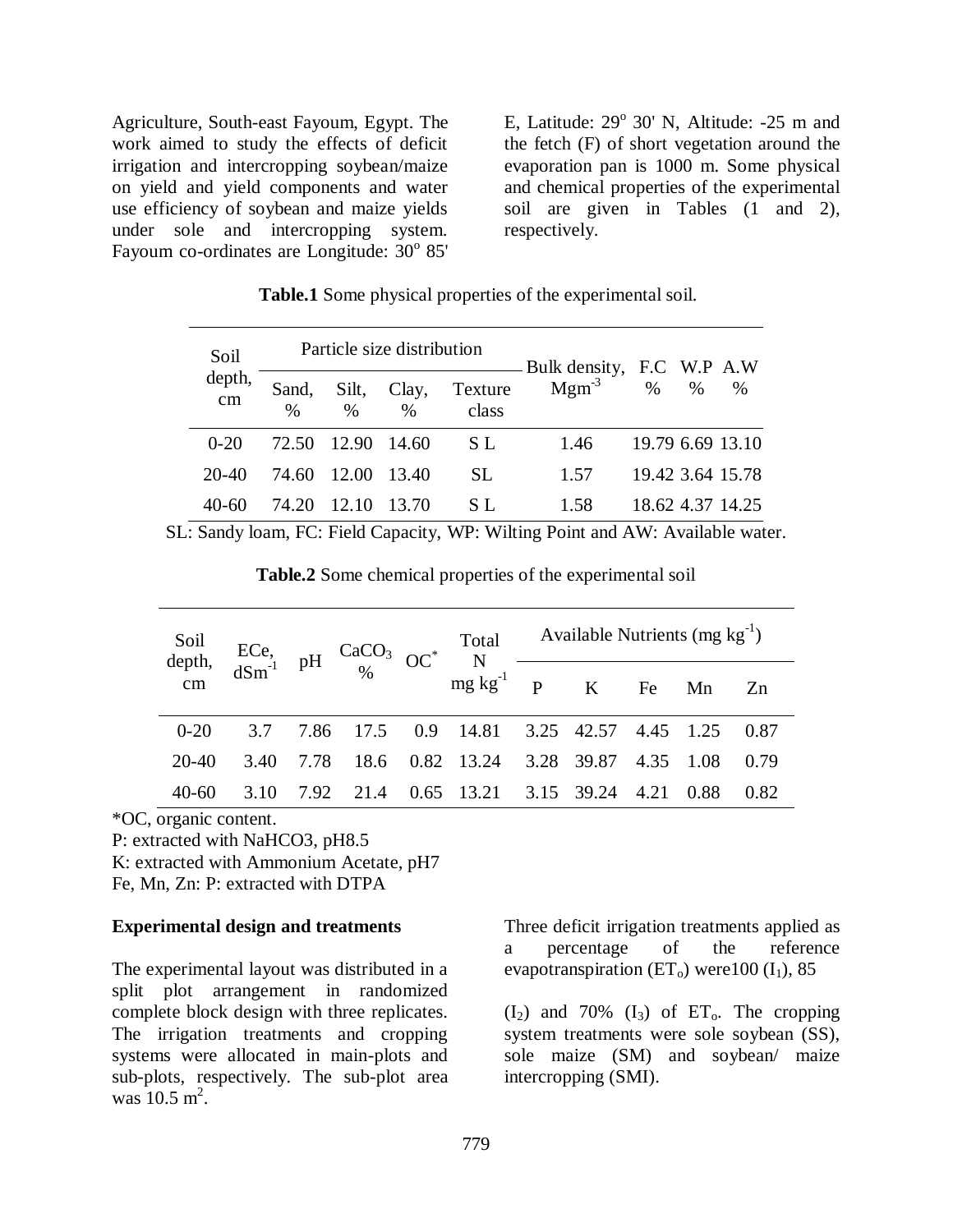Agriculture, South-east Fayoum, Egypt. The work aimed to study the effects of deficit irrigation and intercropping soybean/maize on yield and yield components and water use efficiency of soybean and maize yields under sole and intercropping system. Fayoum co-ordinates are Longitude: 30° 85' E, Latitude: 29° 30' N, Altitude: -25 m and the fetch (F) of short vegetation around the evaporation pan is 1000 m. Some physical and chemical properties of the experimental soil are given in Tables (1 and 2), respectively.

**Table.1** Some physical properties of the experimental soil.

| Soil depth, cm | Particle size distribution | | | | Bulk density, $Mgm^{-3}$ | F.C % | W.P % | A.W % |
|---|---|---|---|---|---|---|---|---|
| | Sand, % | Silt, % | Clay, % | Texture class | | | | |
| 0-20 | 72.50 | 12.90 | 14.60 | S L | 1.46 | 19.79 | 6.69 | 13.10 |
| 20-40 | 74.60 | 12.00 | 13.40 | SL | 1.57 | 19.42 | 3.64 | 15.78 |
| 40-60 | 74.20 | 12.10 | 13.70 | S L | 1.58 | 18.62 | 4.37 | 14.25 |

SL: Sandy loam, FC: Field Capacity, WP: Wilting Point and AW: Available water.

**Table.2** Some chemical properties of the experimental soil

| Soil depth, cm | ECe, $dSm^{-1}$ | pH | $CaCO_3$ % | OC* | Total N mg $kg^{-1}$ | Available Nutrients (mg $kg^{-1}$) | | | | |
|---|---|---|---|---|---|---|---|---|---|---|
| | | | | | | P | K | Fe | Mn | Zn |
| 0-20 | 3.7 | 7.86 | 17.5 | 0.9 | 14.81 | 3.25 | 42.57 | 4.45 | 1.25 | 0.87 |
| 20-40 | 3.40 | 7.78 | 18.6 | 0.82 | 13.24 | 3.28 | 39.87 | 4.35 | 1.08 | 0.79 |
| 40-60 | 3.10 | 7.92 | 21.4 | 0.65 | 13.21 | 3.15 | 39.24 | 4.21 | 0.88 | 0.82 |

*OC, organic content.

P: extracted with NaHCO3, pH8.5

K: extracted with Ammonium Acetate, pH7

Fe, Mn, Zn: P: extracted with DTPA

**Experimental design and treatments**

The experimental layout was distributed in a split plot arrangement in randomized complete block design with three replicates. The irrigation treatments and cropping systems were allocated in main-plots and sub-plots, respectively. The sub-plot area was 10.5 $m^2$.

Three deficit irrigation treatments applied as a percentage of the reference evapotranspiration ($ET_o$) were100 ($I_1$), 85 ($I_2$) and 70% ($I_3$) of $ET_o$. The cropping system treatments were sole soybean (SS), sole maize (SM) and soybean/ maize intercropping (SMI).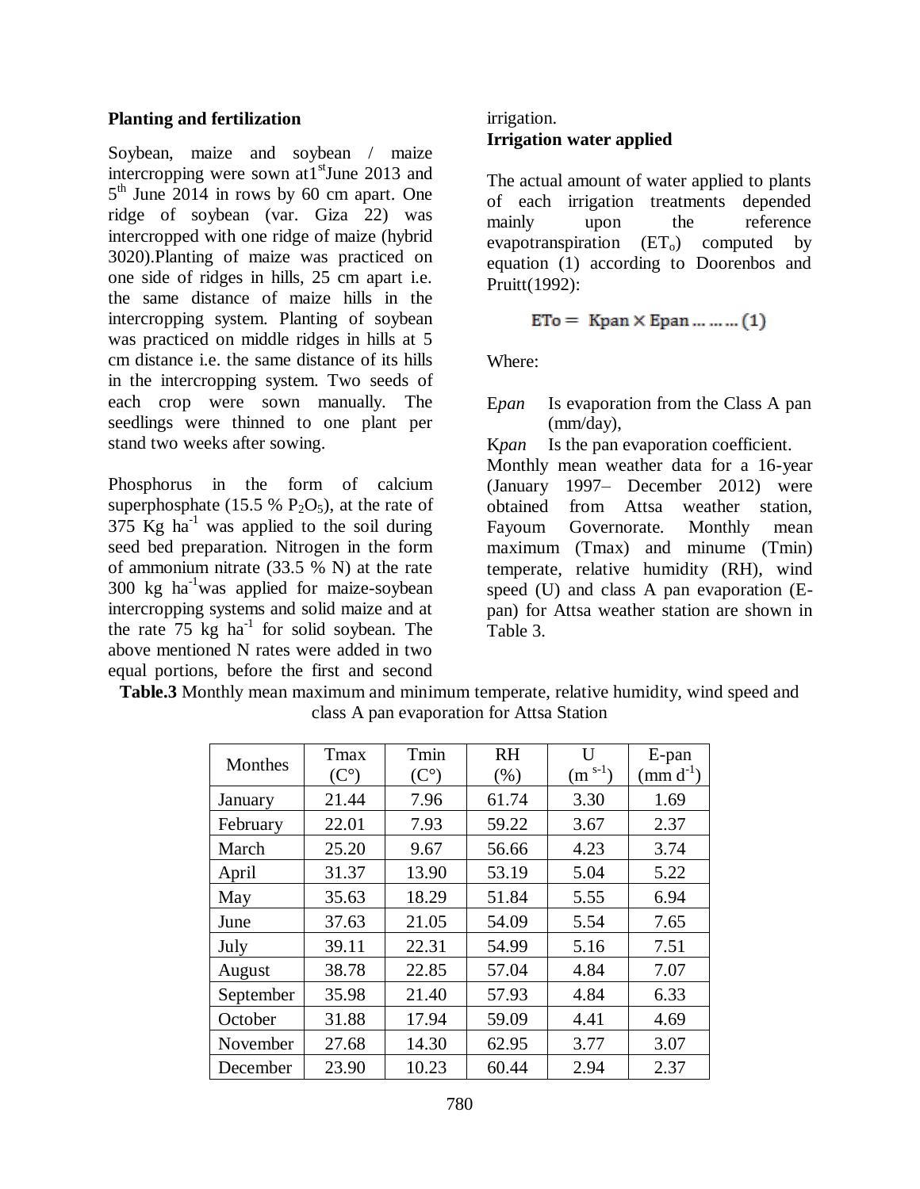### Planting and fertilization

Soybean, maize and soybean / maize intercropping were sown at1[st]June 2013 and 5[th] June 2014 in rows by 60 cm apart. One ridge of soybean (var. Giza 22) was intercropped with one ridge of maize (hybrid 3020).Planting of maize was practiced on one side of ridges in hills, 25 cm apart i.e. the same distance of maize hills in the intercropping system. Planting of soybean was practiced on middle ridges in hills at 5 cm distance i.e. the same distance of its hills in the intercropping system. Two seeds of each crop were sown manually. The seedlings were thinned to one plant per stand two weeks after sowing.

Phosphorus in the form of calcium superphosphate (15.5 % $P_2O_5$), at the rate of 375 Kg $ha^{-1}$ was applied to the soil during seed bed preparation. Nitrogen in the form of ammonium nitrate (33.5 % N) at the rate 300 kg $ha^{-1}$was applied for maize-soybean intercropping systems and solid maize and at the rate 75 kg $ha^{-1}$ for solid soybean. The above mentioned N rates were added in two equal portions, before the first and second irrigation.

### Irrigation water applied

The actual amount of water applied to plants of each irrigation treatments depended mainly upon the reference evapotranspiration ($ET_o$) computed by equation (1) according to Doorenbos and Pruitt(1992):

$$ETo = Kpan \times Epan \;\ldots\ldots\ldots (1)$$

Where:

E*pan* Is evaporation from the Class A pan (mm/day),

K*pan* Is the pan evaporation coefficient.

Monthly mean weather data for a 16-year (January 1997– December 2012) were obtained from Attsa weather station, Fayoum Governorate. Monthly mean maximum (Tmax) and minume (Tmin) temperate, relative humidity (RH), wind speed (U) and class A pan evaporation (E-pan) for Attsa weather station are shown in Table 3.

**Table.3** Monthly mean maximum and minimum temperate, relative humidity, wind speed and class A pan evaporation for Attsa Station

| Monthes | Tmax (C°) | Tmin (C°) | RH (%) | U ($m^{s-1}$) | E-pan ($mm\ d^{-1}$) |
|---|---|---|---|---|---|
| January | 21.44 | 7.96 | 61.74 | 3.30 | 1.69 |
| February | 22.01 | 7.93 | 59.22 | 3.67 | 2.37 |
| March | 25.20 | 9.67 | 56.66 | 4.23 | 3.74 |
| April | 31.37 | 13.90 | 53.19 | 5.04 | 5.22 |
| May | 35.63 | 18.29 | 51.84 | 5.55 | 6.94 |
| June | 37.63 | 21.05 | 54.09 | 5.54 | 7.65 |
| July | 39.11 | 22.31 | 54.99 | 5.16 | 7.51 |
| August | 38.78 | 22.85 | 57.04 | 4.84 | 7.07 |
| September | 35.98 | 21.40 | 57.93 | 4.84 | 6.33 |
| October | 31.88 | 17.94 | 59.09 | 4.41 | 4.69 |
| November | 27.68 | 14.30 | 62.95 | 3.77 | 3.07 |
| December | 23.90 | 10.23 | 60.44 | 2.94 | 2.37 |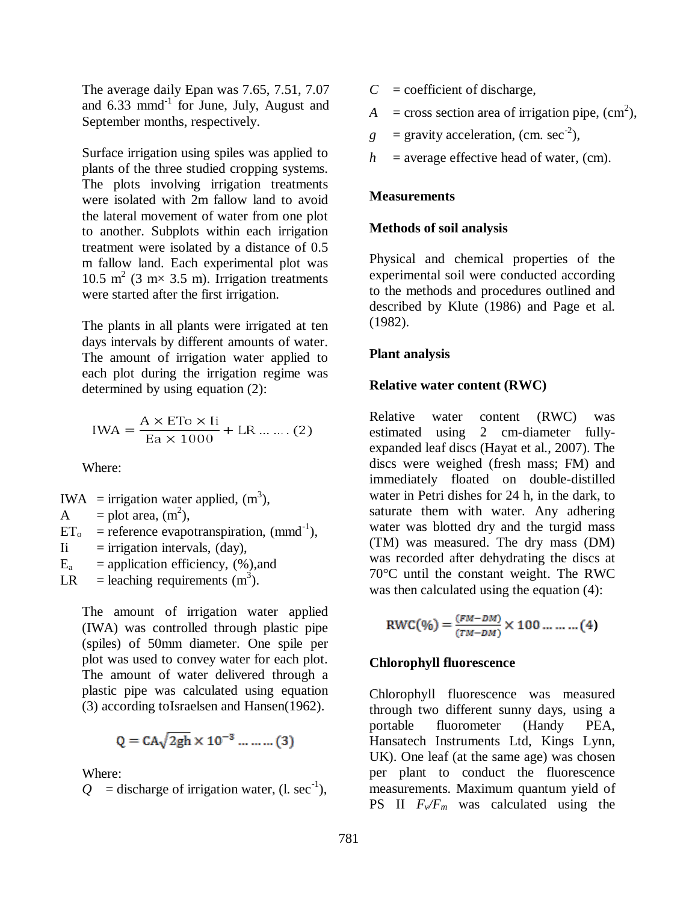The average daily Epan was 7.65, 7.51, 7.07 and 6.33 $mmd^{-1}$ for June, July, August and September months, respectively.

Surface irrigation using spiles was applied to plants of the three studied cropping systems. The plots involving irrigation treatments were isolated with 2m fallow land to avoid the lateral movement of water from one plot to another. Subplots within each irrigation treatment were isolated by a distance of 0.5 m fallow land. Each experimental plot was 10.5 $m^2$ (3 m× 3.5 m). Irrigation treatments were started after the first irrigation.

The plants in all plants were irrigated at ten days intervals by different amounts of water. The amount of irrigation water applied to each plot during the irrigation regime was determined by using equation (2):

$$\mathrm{IWA} = \frac{\mathrm{A} \times \mathrm{ETo} \times \mathrm{Ii}}{\mathrm{Ea} \times 1000} + \mathrm{LR} \ldots \ldots (2)$$

Where:

IWA = irrigation water applied, ($m^3$),
A = plot area, ($m^2$),
$ET_o$ = reference evapotranspiration, ($mmd^{-1}$),
Ii = irrigation intervals, (day),
$E_a$ = application efficiency, (%),and
LR = leaching requirements ($m^3$).

The amount of irrigation water applied (IWA) was controlled through plastic pipe (spiles) of 50mm diameter. One spile per plot was used to convey water for each plot. The amount of water delivered through a plastic pipe was calculated using equation (3) according toIsraelsen and Hansen(1962).

$$Q = CA\sqrt{2gh} \times 10^{-3} \ldots \ldots (3)$$

Where:

$Q$ = discharge of irrigation water, (l. $sec^{-1}$),
$C$ = coefficient of discharge,
$A$ = cross section area of irrigation pipe, ($cm^2$),
$g$ = gravity acceleration, (cm. $sec^{-2}$),
$h$ = average effective head of water, (cm).

## Measurements

### Methods of soil analysis

Physical and chemical properties of the experimental soil were conducted according to the methods and procedures outlined and described by Klute (1986) and Page et al. (1982).

### Plant analysis

### Relative water content (RWC)

Relative water content (RWC) was estimated using 2 cm-diameter fully-expanded leaf discs (Hayat et al., 2007). The discs were weighed (fresh mass; FM) and immediately floated on double-distilled water in Petri dishes for 24 h, in the dark, to saturate them with water. Any adhering water was blotted dry and the turgid mass (TM) was measured. The dry mass (DM) was recorded after dehydrating the discs at 70°C until the constant weight. The RWC was then calculated using the equation (4):

$$\mathrm{RWC}(\%) = \frac{(FM - DM)}{(TM - DM)} \times 100 \ldots \ldots \ldots (4)$$

### Chlorophyll fluorescence

Chlorophyll fluorescence was measured through two different sunny days, using a portable fluorometer (Handy PEA, Hansatech Instruments Ltd, Kings Lynn, UK). One leaf (at the same age) was chosen per plant to conduct the fluorescence measurements. Maximum quantum yield of PS II $F_v/F_m$ was calculated using the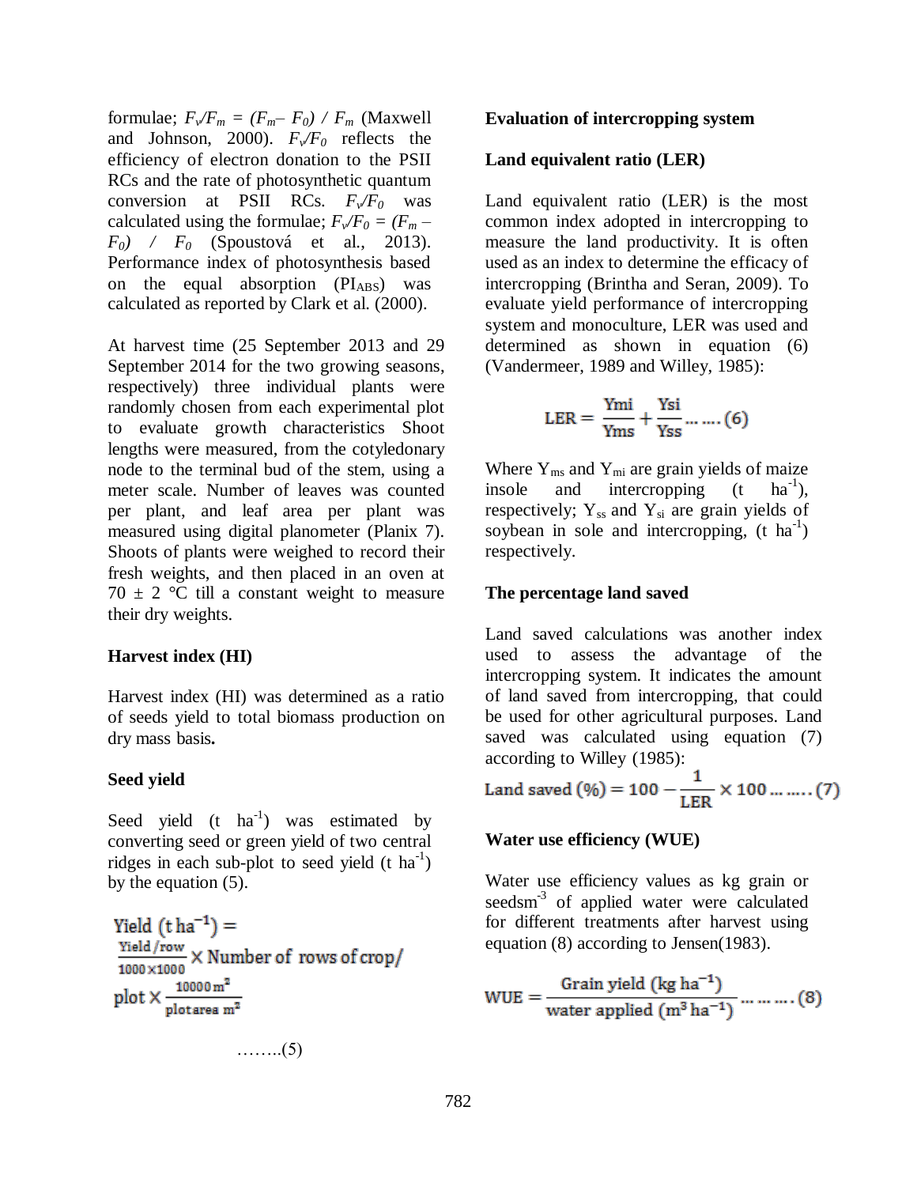formulae; $F_v/F_m = (F_m - F_0) / F_m$ (Maxwell and Johnson, 2000). $F_v/F_0$ reflects the efficiency of electron donation to the PSII RCs and the rate of photosynthetic quantum conversion at PSII RCs. $F_v/F_0$ was calculated using the formulae; $F_v/F_0 = (F_m - F_0) / F_0$ (Spoustová et al., 2013). Performance index of photosynthesis based on the equal absorption ($PI_{ABS}$) was calculated as reported by Clark et al. (2000).

At harvest time (25 September 2013 and 29 September 2014 for the two growing seasons, respectively) three individual plants were randomly chosen from each experimental plot to evaluate growth characteristics Shoot lengths were measured, from the cotyledonary node to the terminal bud of the stem, using a meter scale. Number of leaves was counted per plant, and leaf area per plant was measured using digital planometer (Planix 7). Shoots of plants were weighed to record their fresh weights, and then placed in an oven at 70 ± 2 °C till a constant weight to measure their dry weights.

### Harvest index (HI)

Harvest index (HI) was determined as a ratio of seeds yield to total biomass production on dry mass basis**.**

### Seed yield

Seed yield (t ha$^{-1}$) was estimated by converting seed or green yield of two central ridges in each sub-plot to seed yield (t ha$^{-1}$) by the equation (5).

$$\text{Yield (t ha}^{-1}) = \frac{\text{Yield /row}}{1000 \times 1000} \times \text{Number of rows of crop/ plot} \times \frac{10000\,\text{m}^2}{\text{plotarea m}^2} \quad \ldots\ldots..(5)$$

### Evaluation of intercropping system

### Land equivalent ratio (LER)

Land equivalent ratio (LER) is the most common index adopted in intercropping to measure the land productivity. It is often used as an index to determine the efficacy of intercropping (Brintha and Seran, 2009). To evaluate yield performance of intercropping system and monoculture, LER was used and determined as shown in equation (6) (Vandermeer, 1989 and Willey, 1985):

$$\text{LER} = \frac{\text{Ymi}}{\text{Yms}} + \frac{\text{Ysi}}{\text{Yss}} \ldots\ldots(6)$$

Where $Y_{ms}$ and $Y_{mi}$ are grain yields of maize insole and intercropping (t ha$^{-1}$), respectively; $Y_{ss}$ and $Y_{si}$ are grain yields of soybean in sole and intercropping, (t ha$^{-1}$) respectively.

### The percentage land saved

Land saved calculations was another index used to assess the advantage of the intercropping system. It indicates the amount of land saved from intercropping, that could be used for other agricultural purposes. Land saved was calculated using equation (7) according to Willey (1985):

$$\text{Land saved (\%)} = 100 - \frac{1}{\text{LER}} \times 100 \ldots\ldots.(7)$$

### Water use efficiency (WUE)

Water use efficiency values as kg grain or seedsm$^{-3}$ of applied water were calculated for different treatments after harvest using equation (8) according to Jensen(1983).

$$\text{WUE} = \frac{\text{Grain yield (kg ha}^{-1})}{\text{water applied (m}^3\,\text{ha}^{-1})} \ldots\ldots\ldots(8)$$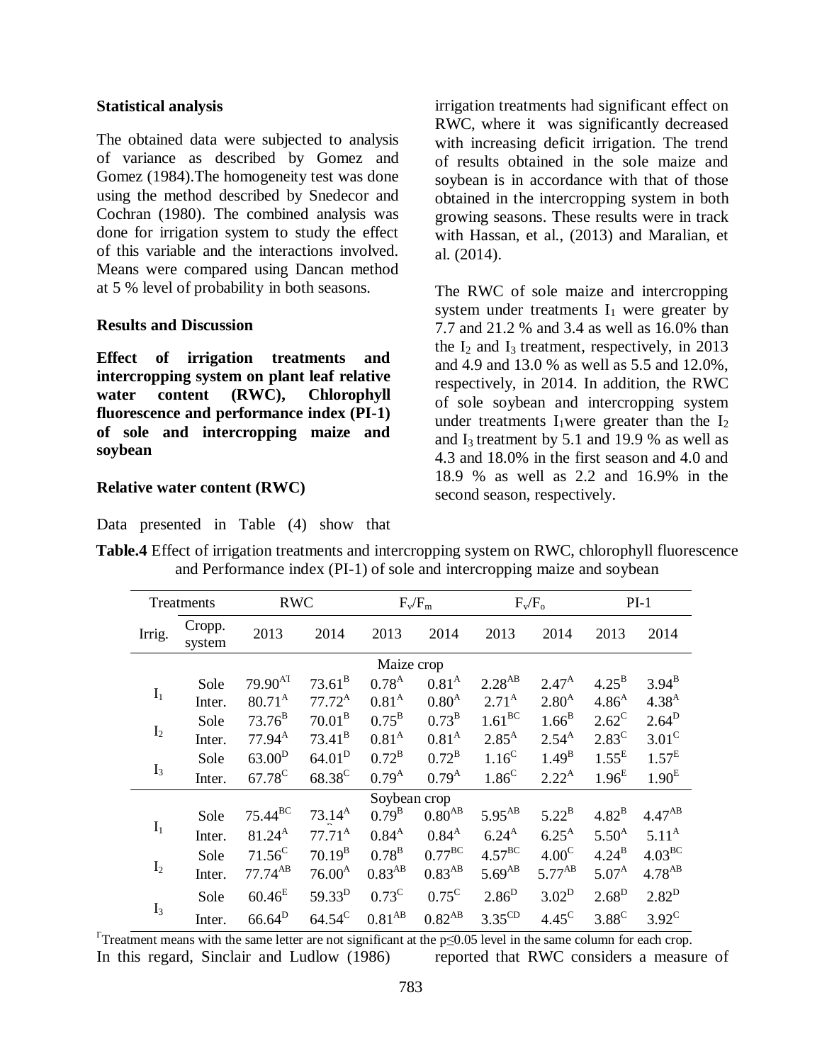**Statistical analysis**

The obtained data were subjected to analysis of variance as described by Gomez and Gomez (1984).The homogeneity test was done using the method described by Snedecor and Cochran (1980). The combined analysis was done for irrigation system to study the effect of this variable and the interactions involved. Means were compared using Dancan method at 5 % level of probability in both seasons.

**Results and Discussion**

**Effect of irrigation treatments and intercropping system on plant leaf relative water content (RWC), Chlorophyll fluorescence and performance index (PI-1) of sole and intercropping maize and soybean**

**Relative water content (RWC)**

Data presented in Table (4) show that irrigation treatments had significant effect on RWC, where it was significantly decreased with increasing deficit irrigation. The trend of results obtained in the sole maize and soybean is in accordance with that of those obtained in the intercropping system in both growing seasons. These results were in track with Hassan, et al., (2013) and Maralian, et al. (2014).

The RWC of sole maize and intercropping system under treatments $I_1$ were greater by 7.7 and 21.2 % and 3.4 as well as 16.0% than the $I_2$ and $I_3$ treatment, respectively, in 2013 and 4.9 and 13.0 % as well as 5.5 and 12.0%, respectively, in 2014. In addition, the RWC of sole soybean and intercropping system under treatments $I_1$were greater than the $I_2$ and $I_3$ treatment by 5.1 and 19.9 % as well as 4.3 and 18.0% in the first season and 4.0 and 18.9 % as well as 2.2 and 16.9% in the second season, respectively.

**Table.4** Effect of irrigation treatments and intercropping system on RWC, chlorophyll fluorescence and Performance index (PI-1) of sole and intercropping maize and soybean

| Treatments | | RWC | | $F_v/F_m$ | | $F_v/F_o$ | | PI-1 | |
|---|---|---|---|---|---|---|---|---|---|
| Irrig. | Cropp. system | 2013 | 2014 | 2013 | 2014 | 2013 | 2014 | 2013 | 2014 |
| | | | | Maize crop | | | | | |
| $I_1$ | Sole | $79.90^{A\Gamma}$ | $73.61^{B}$ | $0.78^{A}$ | $0.81^{A}$ | $2.28^{AB}$ | $2.47^{A}$ | $4.25^{B}$ | $3.94^{B}$ |
| | Inter. | $80.71^{A}$ | $77.72^{A}$ | $0.81^{A}$ | $0.80^{A}$ | $2.71^{A}$ | $2.80^{A}$ | $4.86^{A}$ | $4.38^{A}$ |
| $I_2$ | Sole | $73.76^{B}$ | $70.01^{B}$ | $0.75^{B}$ | $0.73^{B}$ | $1.61^{BC}$ | $1.66^{B}$ | $2.62^{C}$ | $2.64^{D}$ |
| | Inter. | $77.94^{A}$ | $73.41^{B}$ | $0.81^{A}$ | $0.81^{A}$ | $2.85^{A}$ | $2.54^{A}$ | $2.83^{C}$ | $3.01^{C}$ |
| $I_3$ | Sole | $63.00^{D}$ | $64.01^{D}$ | $0.72^{B}$ | $0.72^{B}$ | $1.16^{C}$ | $1.49^{B}$ | $1.55^{E}$ | $1.57^{E}$ |
| | Inter. | $67.78^{C}$ | $68.38^{C}$ | $0.79^{A}$ | $0.79^{A}$ | $1.86^{C}$ | $2.22^{A}$ | $1.96^{E}$ | $1.90^{E}$ |
| | | | | Soybean crop | | | | | |
| $I_1$ | Sole | $75.44^{BC}$ | $73.14^{A}$ | $0.79^{B}$ | $0.80^{AB}$ | $5.95^{AB}$ | $5.22^{B}$ | $4.82^{B}$ | $4.47^{AB}$ |
| | Inter. | $81.24^{A}$ | $77.71^{A}$ | $0.84^{A}$ | $0.84^{A}$ | $6.24^{A}$ | $6.25^{A}$ | $5.50^{A}$ | $5.11^{A}$ |
| $I_2$ | Sole | $71.56^{C}$ | $70.19^{B}$ | $0.78^{B}$ | $0.77^{BC}$ | $4.57^{BC}$ | $4.00^{C}$ | $4.24^{B}$ | $4.03^{BC}$ |
| | Inter. | $77.74^{AB}$ | $76.00^{A}$ | $0.83^{AB}$ | $0.83^{AB}$ | $5.69^{AB}$ | $5.77^{AB}$ | $5.07^{A}$ | $4.78^{AB}$ |
| $I_3$ | Sole | $60.46^{E}$ | $59.33^{D}$ | $0.73^{C}$ | $0.75^{C}$ | $2.86^{D}$ | $3.02^{D}$ | $2.68^{D}$ | $2.82^{D}$ |
| | Inter. | $66.64^{D}$ | $64.54^{C}$ | $0.81^{AB}$ | $0.82^{AB}$ | $3.35^{CD}$ | $4.45^{C}$ | $3.88^{C}$ | $3.92^{C}$ |

$^{\Gamma}$Treatment means with the same letter are not significant at the $p\leq0.05$ level in the same column for each crop.

In this regard, Sinclair and Ludlow (1986) reported that RWC considers a measure of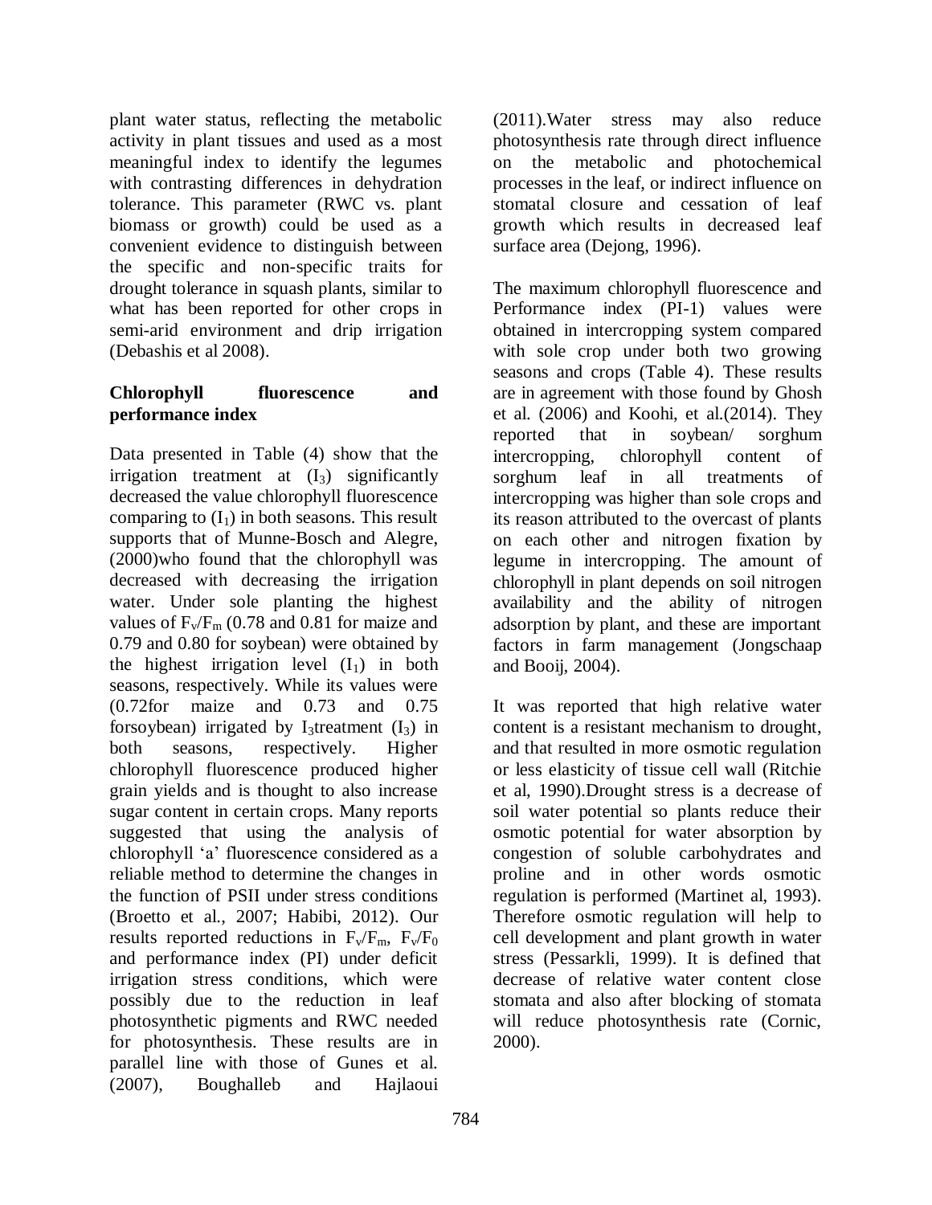plant water status, reflecting the metabolic activity in plant tissues and used as a most meaningful index to identify the legumes with contrasting differences in dehydration tolerance. This parameter (RWC vs. plant biomass or growth) could be used as a convenient evidence to distinguish between the specific and non-specific traits for drought tolerance in squash plants, similar to what has been reported for other crops in semi-arid environment and drip irrigation (Debashis et al 2008).

**Chlorophyll fluorescence and performance index**

Data presented in Table (4) show that the irrigation treatment at ($I_3$) significantly decreased the value chlorophyll fluorescence comparing to ($I_1$) in both seasons. This result supports that of Munne-Bosch and Alegre, (2000)who found that the chlorophyll was decreased with decreasing the irrigation water. Under sole planting the highest values of $F_v/F_m$ (0.78 and 0.81 for maize and 0.79 and 0.80 for soybean) were obtained by the highest irrigation level ($I_1$) in both seasons, respectively. While its values were (0.72for maize and 0.73 and 0.75 forsoybean) irrigated by $I_3$treatment ($I_3$) in both seasons, respectively. Higher chlorophyll fluorescence produced higher grain yields and is thought to also increase sugar content in certain crops. Many reports suggested that using the analysis of chlorophyll 'a' fluorescence considered as a reliable method to determine the changes in the function of PSII under stress conditions (Broetto et al., 2007; Habibi, 2012). Our results reported reductions in $F_v/F_m$, $F_v/F_0$ and performance index (PI) under deficit irrigation stress conditions, which were possibly due to the reduction in leaf photosynthetic pigments and RWC needed for photosynthesis. These results are in parallel line with those of Gunes et al. (2007), Boughalleb and Hajlaoui (2011).Water stress may also reduce photosynthesis rate through direct influence on the metabolic and photochemical processes in the leaf, or indirect influence on stomatal closure and cessation of leaf growth which results in decreased leaf surface area (Dejong, 1996).

The maximum chlorophyll fluorescence and Performance index (PI-1) values were obtained in intercropping system compared with sole crop under both two growing seasons and crops (Table 4). These results are in agreement with those found by Ghosh et al. (2006) and Koohi, et al.(2014). They reported that in soybean/ sorghum intercropping, chlorophyll content of sorghum leaf in all treatments of intercropping was higher than sole crops and its reason attributed to the overcast of plants on each other and nitrogen fixation by legume in intercropping. The amount of chlorophyll in plant depends on soil nitrogen availability and the ability of nitrogen adsorption by plant, and these are important factors in farm management (Jongschaap and Booij, 2004).

It was reported that high relative water content is a resistant mechanism to drought, and that resulted in more osmotic regulation or less elasticity of tissue cell wall (Ritchie et al, 1990).Drought stress is a decrease of soil water potential so plants reduce their osmotic potential for water absorption by congestion of soluble carbohydrates and proline and in other words osmotic regulation is performed (Martinet al, 1993). Therefore osmotic regulation will help to cell development and plant growth in water stress (Pessarkli, 1999). It is defined that decrease of relative water content close stomata and also after blocking of stomata will reduce photosynthesis rate (Cornic, 2000).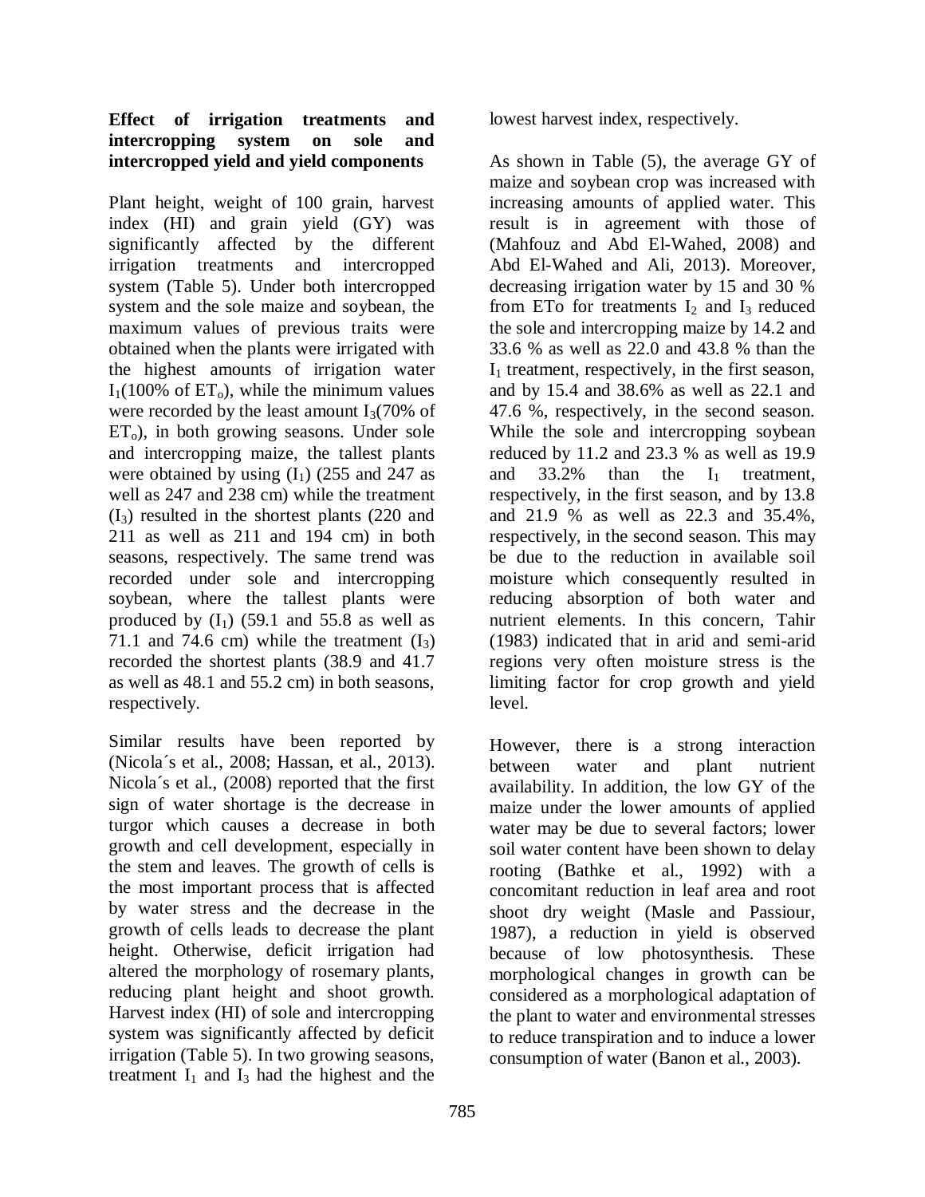### Effect of irrigation treatments and intercropping system on sole and intercropped yield and yield components

Plant height, weight of 100 grain, harvest index (HI) and grain yield (GY) was significantly affected by the different irrigation treatments and intercropped system (Table 5). Under both intercropped system and the sole maize and soybean, the maximum values of previous traits were obtained when the plants were irrigated with the highest amounts of irrigation water $I_1$(100% of $ET_o$), while the minimum values were recorded by the least amount $I_3$(70% of $ET_o$), in both growing seasons. Under sole and intercropping maize, the tallest plants were obtained by using ($I_1$) (255 and 247 as well as 247 and 238 cm) while the treatment ($I_3$) resulted in the shortest plants (220 and 211 as well as 211 and 194 cm) in both seasons, respectively. The same trend was recorded under sole and intercropping soybean, where the tallest plants were produced by ($I_1$) (59.1 and 55.8 as well as 71.1 and 74.6 cm) while the treatment ($I_3$) recorded the shortest plants (38.9 and 41.7 as well as 48.1 and 55.2 cm) in both seasons, respectively.

Similar results have been reported by (Nicola´s et al., 2008; Hassan, et al., 2013). Nicola´s et al., (2008) reported that the first sign of water shortage is the decrease in turgor which causes a decrease in both growth and cell development, especially in the stem and leaves. The growth of cells is the most important process that is affected by water stress and the decrease in the growth of cells leads to decrease the plant height. Otherwise, deficit irrigation had altered the morphology of rosemary plants, reducing plant height and shoot growth. Harvest index (HI) of sole and intercropping system was significantly affected by deficit irrigation (Table 5). In two growing seasons, treatment $I_1$ and $I_3$ had the highest and the lowest harvest index, respectively.

As shown in Table (5), the average GY of maize and soybean crop was increased with increasing amounts of applied water. This result is in agreement with those of (Mahfouz and Abd El-Wahed, 2008) and Abd El-Wahed and Ali, 2013). Moreover, decreasing irrigation water by 15 and 30 % from ETo for treatments $I_2$ and $I_3$ reduced the sole and intercropping maize by 14.2 and 33.6 % as well as 22.0 and 43.8 % than the $I_1$ treatment, respectively, in the first season, and by 15.4 and 38.6% as well as 22.1 and 47.6 %, respectively, in the second season. While the sole and intercropping soybean reduced by 11.2 and 23.3 % as well as 19.9 and 33.2% than the $I_1$ treatment, respectively, in the first season, and by 13.8 and 21.9 % as well as 22.3 and 35.4%, respectively, in the second season. This may be due to the reduction in available soil moisture which consequently resulted in reducing absorption of both water and nutrient elements. In this concern, Tahir (1983) indicated that in arid and semi-arid regions very often moisture stress is the limiting factor for crop growth and yield level.

However, there is a strong interaction between water and plant nutrient availability. In addition, the low GY of the maize under the lower amounts of applied water may be due to several factors; lower soil water content have been shown to delay rooting (Bathke et al., 1992) with a concomitant reduction in leaf area and root shoot dry weight (Masle and Passiour, 1987), a reduction in yield is observed because of low photosynthesis. These morphological changes in growth can be considered as a morphological adaptation of the plant to water and environmental stresses to reduce transpiration and to induce a lower consumption of water (Banon et al., 2003).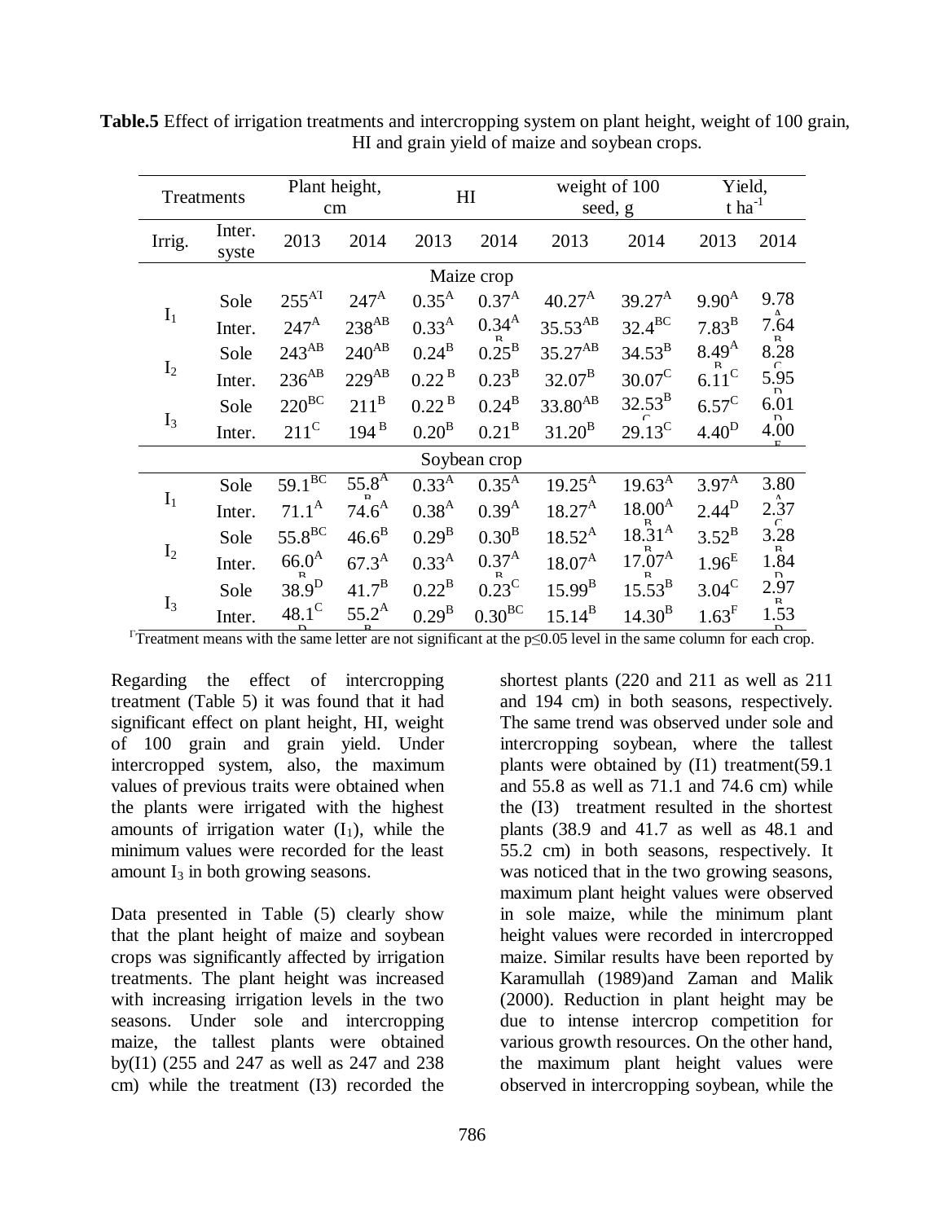**Table.5** Effect of irrigation treatments and intercropping system on plant height, weight of 100 grain, HI and grain yield of maize and soybean crops.

| Treatments | | Plant height, cm | | HI | | weight of 100 seed, g | | Yield, t ha$^{-1}$ | |
|---|---|---|---|---|---|---|---|---|---|
| Irrig. | Inter. syste | 2013 | 2014 | 2013 | 2014 | 2013 | 2014 | 2013 | 2014 |
| **Maize crop** | | | | | | | | | |
| $I_1$ | Sole | $255^{A\Gamma}$ | $247^{A}$ | $0.35^{A}$ | $0.37^{A}$ | $40.27^{A}$ | $39.27^{A}$ | $9.90^{A}$ | $9.78^{A}$ |
| | Inter. | $247^{A}$ | $238^{AB}$ | $0.33^{A}$ | $0.34^{A}$ | $35.53^{AB}$ | $32.4^{BC}$ | $7.83^{B}$ | $7.64^{B}$ |
| $I_2$ | Sole | $243^{AB}$ | $240^{AB}$ | $0.24^{B}$ | $0.25^{B}$ | $35.27^{AB}$ | $34.53^{B}$ | $8.49^{A}$ | $8.28^{C}$ |
| | Inter. | $236^{AB}$ | $229^{AB}$ | $0.22^{B}$ | $0.23^{B}$ | $32.07^{B}$ | $30.07^{C}$ | $6.11^{C}$ | $5.95^{D}$ |
| $I_3$ | Sole | $220^{BC}$ | $211^{B}$ | $0.22^{B}$ | $0.24^{B}$ | $33.80^{AB}$ | $32.53^{B}$ | $6.57^{C}$ | $6.01^{D}$ |
| | Inter. | $211^{C}$ | $194^{B}$ | $0.20^{B}$ | $0.21^{B}$ | $31.20^{B}$ | $29.13^{C}$ | $4.40^{D}$ | $4.00^{E}$ |
| **Soybean crop** | | | | | | | | | |
| $I_1$ | Sole | $59.1^{BC}$ | $55.8^{AB}$ | $0.33^{A}$ | $0.35^{A}$ | $19.25^{A}$ | $19.63^{A}$ | $3.97^{A}$ | $3.80^{A}$ |
| | Inter. | $71.1^{A}$ | $74.6^{A}$ | $0.38^{A}$ | $0.39^{A}$ | $18.27^{A}$ | $18.00^{AB}$ | $2.44^{D}$ | $2.37^{C}$ |
| $I_2$ | Sole | $55.8^{BC}$ | $46.6^{B}$ | $0.29^{B}$ | $0.30^{B}$ | $18.52^{A}$ | $18.31^{AB}$ | $3.52^{B}$ | $3.28^{B}$ |
| | Inter. | $66.0^{AB}$ | $67.3^{A}$ | $0.33^{A}$ | $0.37^{AB}$ | $18.07^{A}$ | $17.07^{AB}$ | $1.96^{E}$ | $1.84^{D}$ |
| $I_3$ | Sole | $38.9^{D}$ | $41.7^{B}$ | $0.22^{B}$ | $0.23^{C}$ | $15.99^{B}$ | $15.53^{B}$ | $3.04^{C}$ | $2.97^{B}$ |
| | Inter. | $48.1^{CD}$ | $55.2^{AB}$ | $0.29^{B}$ | $0.30^{BC}$ | $15.14^{B}$ | $14.30^{B}$ | $1.63^{F}$ | $1.53^{D}$ |

$^{\Gamma}$Treatment means with the same letter are not significant at the $p \leq 0.05$ level in the same column for each crop.

Regarding the effect of intercropping treatment (Table 5) it was found that it had significant effect on plant height, HI, weight of 100 grain and grain yield. Under intercropped system, also, the maximum values of previous traits were obtained when the plants were irrigated with the highest amounts of irrigation water ($I_1$), while the minimum values were recorded for the least amount $I_3$ in both growing seasons.

Data presented in Table (5) clearly show that the plant height of maize and soybean crops was significantly affected by irrigation treatments. The plant height was increased with increasing irrigation levels in the two seasons. Under sole and intercropping maize, the tallest plants were obtained by(I1) (255 and 247 as well as 247 and 238 cm) while the treatment (I3) recorded the shortest plants (220 and 211 as well as 211 and 194 cm) in both seasons, respectively. The same trend was observed under sole and intercropping soybean, where the tallest plants were obtained by (I1) treatment(59.1 and 55.8 as well as 71.1 and 74.6 cm) while the (I3) treatment resulted in the shortest plants (38.9 and 41.7 as well as 48.1 and 55.2 cm) in both seasons, respectively. It was noticed that in the two growing seasons, maximum plant height values were observed in sole maize, while the minimum plant height values were recorded in intercropped maize. Similar results have been reported by Karamullah (1989)and Zaman and Malik (2000). Reduction in plant height may be due to intense intercrop competition for various growth resources. On the other hand, the maximum plant height values were observed in intercropping soybean, while the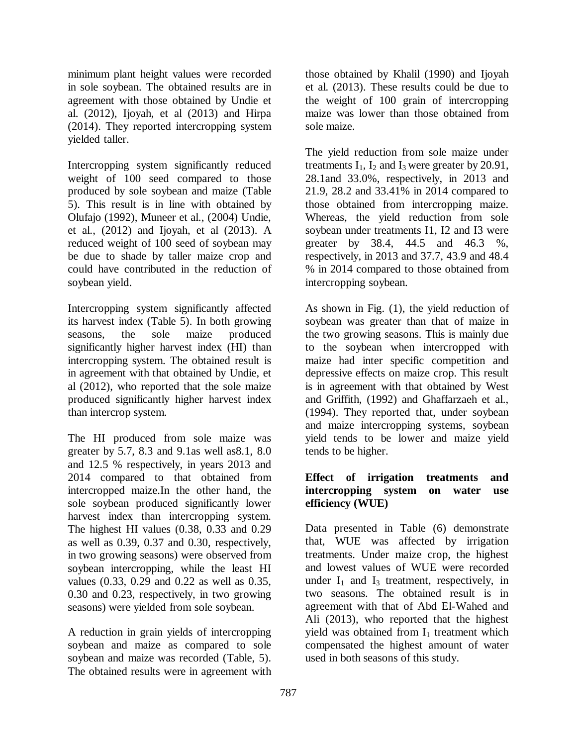minimum plant height values were recorded in sole soybean. The obtained results are in agreement with those obtained by Undie et al. (2012), Ijoyah, et al (2013) and Hirpa (2014). They reported intercropping system yielded taller.

Intercropping system significantly reduced weight of 100 seed compared to those produced by sole soybean and maize (Table 5). This result is in line with obtained by Olufajo (1992), Muneer et al., (2004) Undie, et al., (2012) and Ijoyah, et al (2013). A reduced weight of 100 seed of soybean may be due to shade by taller maize crop and could have contributed in the reduction of soybean yield.

Intercropping system significantly affected its harvest index (Table 5). In both growing seasons, the sole maize produced significantly higher harvest index (HI) than intercropping system. The obtained result is in agreement with that obtained by Undie, et al (2012), who reported that the sole maize produced significantly higher harvest index than intercrop system.

The HI produced from sole maize was greater by 5.7, 8.3 and 9.1as well as8.1, 8.0 and 12.5 % respectively, in years 2013 and 2014 compared to that obtained from intercropped maize.In the other hand, the sole soybean produced significantly lower harvest index than intercropping system. The highest HI values (0.38, 0.33 and 0.29 as well as 0.39, 0.37 and 0.30, respectively, in two growing seasons) were observed from soybean intercropping, while the least HI values (0.33, 0.29 and 0.22 as well as 0.35, 0.30 and 0.23, respectively, in two growing seasons) were yielded from sole soybean.

A reduction in grain yields of intercropping soybean and maize as compared to sole soybean and maize was recorded (Table, 5). The obtained results were in agreement with those obtained by Khalil (1990) and Ijoyah et al. (2013). These results could be due to the weight of 100 grain of intercropping maize was lower than those obtained from sole maize.

The yield reduction from sole maize under treatments $I_1$, $I_2$ and $I_3$ were greater by 20.91, 28.1and 33.0%, respectively, in 2013 and 21.9, 28.2 and 33.41% in 2014 compared to those obtained from intercropping maize. Whereas, the yield reduction from sole soybean under treatments I1, I2 and I3 were greater by 38.4, 44.5 and 46.3 %, respectively, in 2013 and 37.7, 43.9 and 48.4 % in 2014 compared to those obtained from intercropping soybean.

As shown in Fig. (1), the yield reduction of soybean was greater than that of maize in the two growing seasons. This is mainly due to the soybean when intercropped with maize had inter specific competition and depressive effects on maize crop. This result is in agreement with that obtained by West and Griffith, (1992) and Ghaffarzaeh et al., (1994). They reported that, under soybean and maize intercropping systems, soybean yield tends to be lower and maize yield tends to be higher.

**Effect of irrigation treatments and intercropping system on water use efficiency (WUE)**

Data presented in Table (6) demonstrate that, WUE was affected by irrigation treatments. Under maize crop, the highest and lowest values of WUE were recorded under $I_1$ and $I_3$ treatment, respectively, in two seasons. The obtained result is in agreement with that of Abd El-Wahed and Ali (2013), who reported that the highest yield was obtained from $I_1$ treatment which compensated the highest amount of water used in both seasons of this study.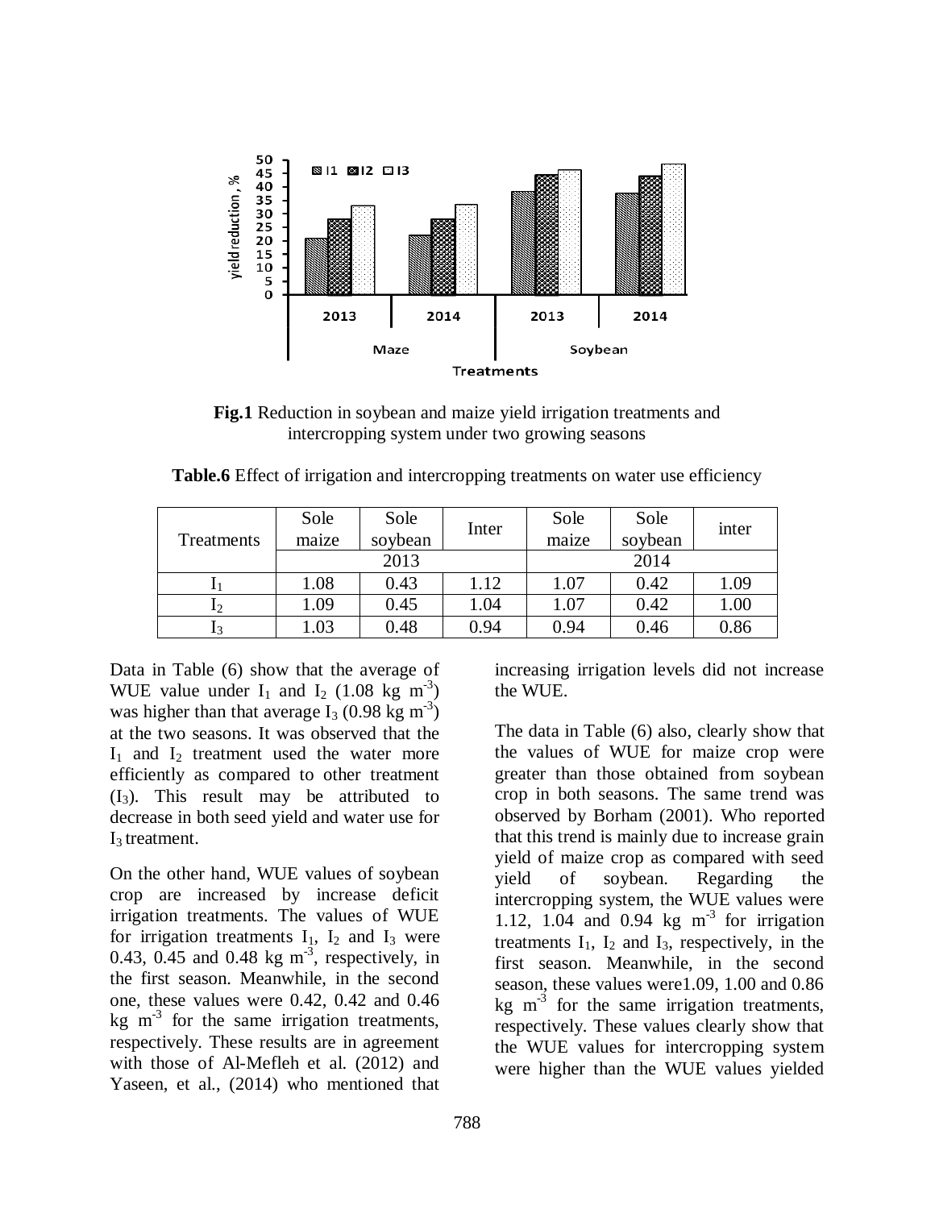**Fig.1** Reduction in soybean and maize yield irrigation treatments and intercropping system under two growing seasons

**Table.6** Effect of irrigation and intercropping treatments on water use efficiency

| Treatments | Sole maize | Sole soybean | Inter | Sole maize | Sole soybean | inter |
|---|---|---|---|---|---|---|
| | 2013 | | | 2014 | | |
| $I_1$ | 1.08 | 0.43 | 1.12 | 1.07 | 0.42 | 1.09 |
| $I_2$ | 1.09 | 0.45 | 1.04 | 1.07 | 0.42 | 1.00 |
| $I_3$ | 1.03 | 0.48 | 0.94 | 0.94 | 0.46 | 0.86 |

Data in Table (6) show that the average of WUE value under $I_1$ and $I_2$ (1.08 kg $m^{-3}$) was higher than that average $I_3$ (0.98 kg $m^{-3}$) at the two seasons. It was observed that the $I_1$ and $I_2$ treatment used the water more efficiently as compared to other treatment ($I_3$). This result may be attributed to decrease in both seed yield and water use for $I_3$ treatment.

On the other hand, WUE values of soybean crop are increased by increase deficit irrigation treatments. The values of WUE for irrigation treatments $I_1$, $I_2$ and $I_3$ were 0.43, 0.45 and 0.48 kg $m^{-3}$, respectively, in the first season. Meanwhile, in the second one, these values were 0.42, 0.42 and 0.46 kg $m^{-3}$ for the same irrigation treatments, respectively. These results are in agreement with those of Al-Mefleh et al. (2012) and Yaseen, et al., (2014) who mentioned that increasing irrigation levels did not increase the WUE.

The data in Table (6) also, clearly show that the values of WUE for maize crop were greater than those obtained from soybean crop in both seasons. The same trend was observed by Borham (2001). Who reported that this trend is mainly due to increase grain yield of maize crop as compared with seed yield of soybean. Regarding the intercropping system, the WUE values were 1.12, 1.04 and 0.94 kg $m^{-3}$ for irrigation treatments $I_1$, $I_2$ and $I_3$, respectively, in the first season. Meanwhile, in the second season, these values were1.09, 1.00 and 0.86 kg $m^{-3}$ for the same irrigation treatments, respectively. These values clearly show that the WUE values for intercropping system were higher than the WUE values yielded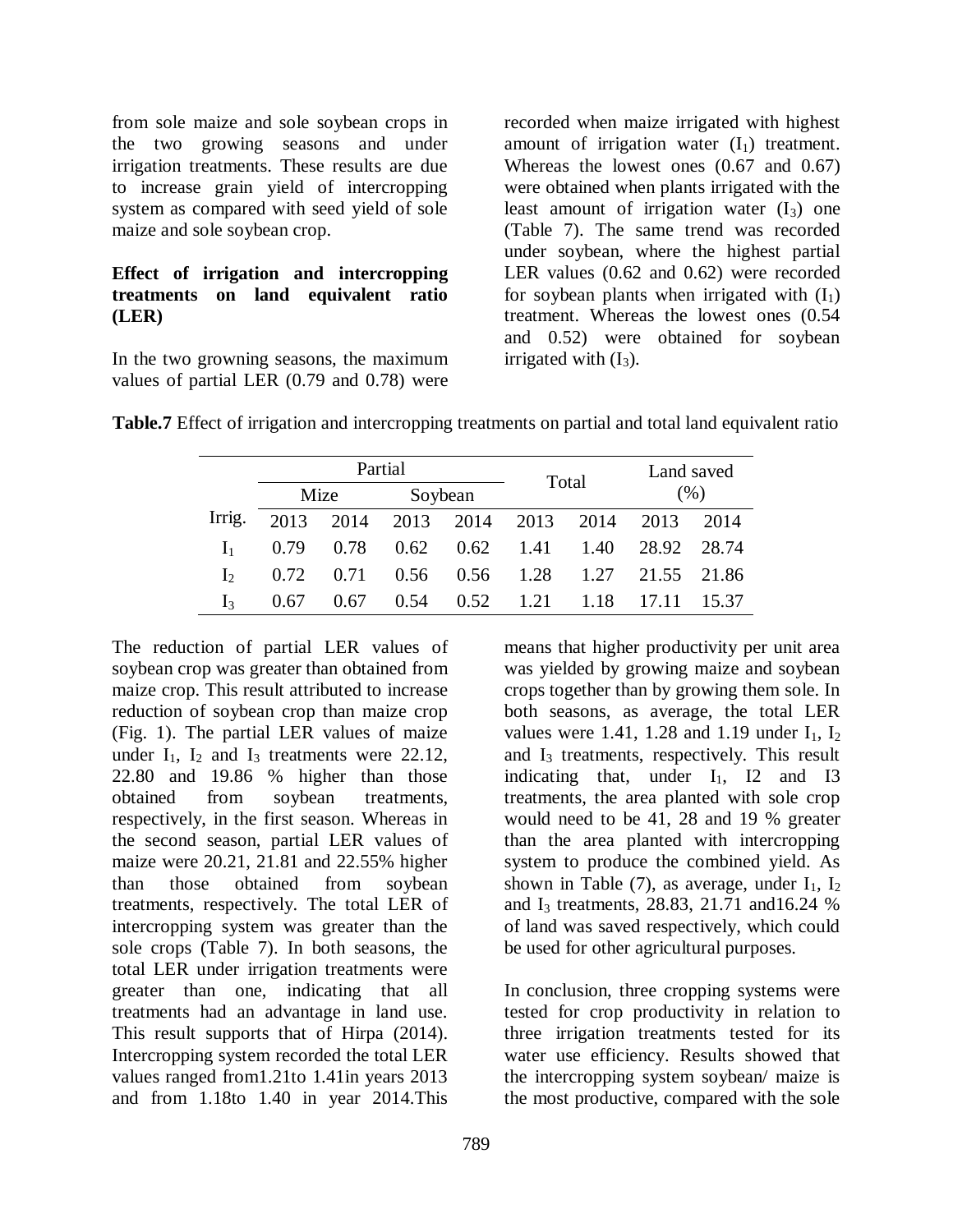from sole maize and sole soybean crops in the two growing seasons and under irrigation treatments. These results are due to increase grain yield of intercropping system as compared with seed yield of sole maize and sole soybean crop.

**Effect of irrigation and intercropping treatments on land equivalent ratio (LER)**

In the two growning seasons, the maximum values of partial LER (0.79 and 0.78) were recorded when maize irrigated with highest amount of irrigation water ($I_1$) treatment. Whereas the lowest ones (0.67 and 0.67) were obtained when plants irrigated with the least amount of irrigation water ($I_3$) one (Table 7). The same trend was recorded under soybean, where the highest partial LER values (0.62 and 0.62) were recorded for soybean plants when irrigated with ($I_1$) treatment. Whereas the lowest ones (0.54 and 0.52) were obtained for soybean irrigated with ($I_3$).

**Table.7** Effect of irrigation and intercropping treatments on partial and total land equivalent ratio

| | Partial | | | | Total | | Land saved (%) | |
|---|---|---|---|---|---|---|---|---|
| | Mize | | Soybean | | | | | |
| Irrig. | 2013 | 2014 | 2013 | 2014 | 2013 | 2014 | 2013 | 2014 |
| $I_1$ | 0.79 | 0.78 | 0.62 | 0.62 | 1.41 | 1.40 | 28.92 | 28.74 |
| $I_2$ | 0.72 | 0.71 | 0.56 | 0.56 | 1.28 | 1.27 | 21.55 | 21.86 |
| $I_3$ | 0.67 | 0.67 | 0.54 | 0.52 | 1.21 | 1.18 | 17.11 | 15.37 |

The reduction of partial LER values of soybean crop was greater than obtained from maize crop. This result attributed to increase reduction of soybean crop than maize crop (Fig. 1). The partial LER values of maize under $I_1$, $I_2$ and $I_3$ treatments were 22.12, 22.80 and 19.86 % higher than those obtained from soybean treatments, respectively, in the first season. Whereas in the second season, partial LER values of maize were 20.21, 21.81 and 22.55% higher than those obtained from soybean treatments, respectively. The total LER of intercropping system was greater than the sole crops (Table 7). In both seasons, the total LER under irrigation treatments were greater than one, indicating that all treatments had an advantage in land use. This result supports that of Hirpa (2014). Intercropping system recorded the total LER values ranged from1.21to 1.41in years 2013 and from 1.18to 1.40 in year 2014.This means that higher productivity per unit area was yielded by growing maize and soybean crops together than by growing them sole. In both seasons, as average, the total LER values were 1.41, 1.28 and 1.19 under $I_1$, $I_2$ and $I_3$ treatments, respectively. This result indicating that, under $I_1$, I2 and I3 treatments, the area planted with sole crop would need to be 41, 28 and 19 % greater than the area planted with intercropping system to produce the combined yield. As shown in Table (7), as average, under $I_1$, $I_2$ and $I_3$ treatments, 28.83, 21.71 and16.24 % of land was saved respectively, which could be used for other agricultural purposes.

In conclusion, three cropping systems were tested for crop productivity in relation to three irrigation treatments tested for its water use efficiency. Results showed that the intercropping system soybean/ maize is the most productive, compared with the sole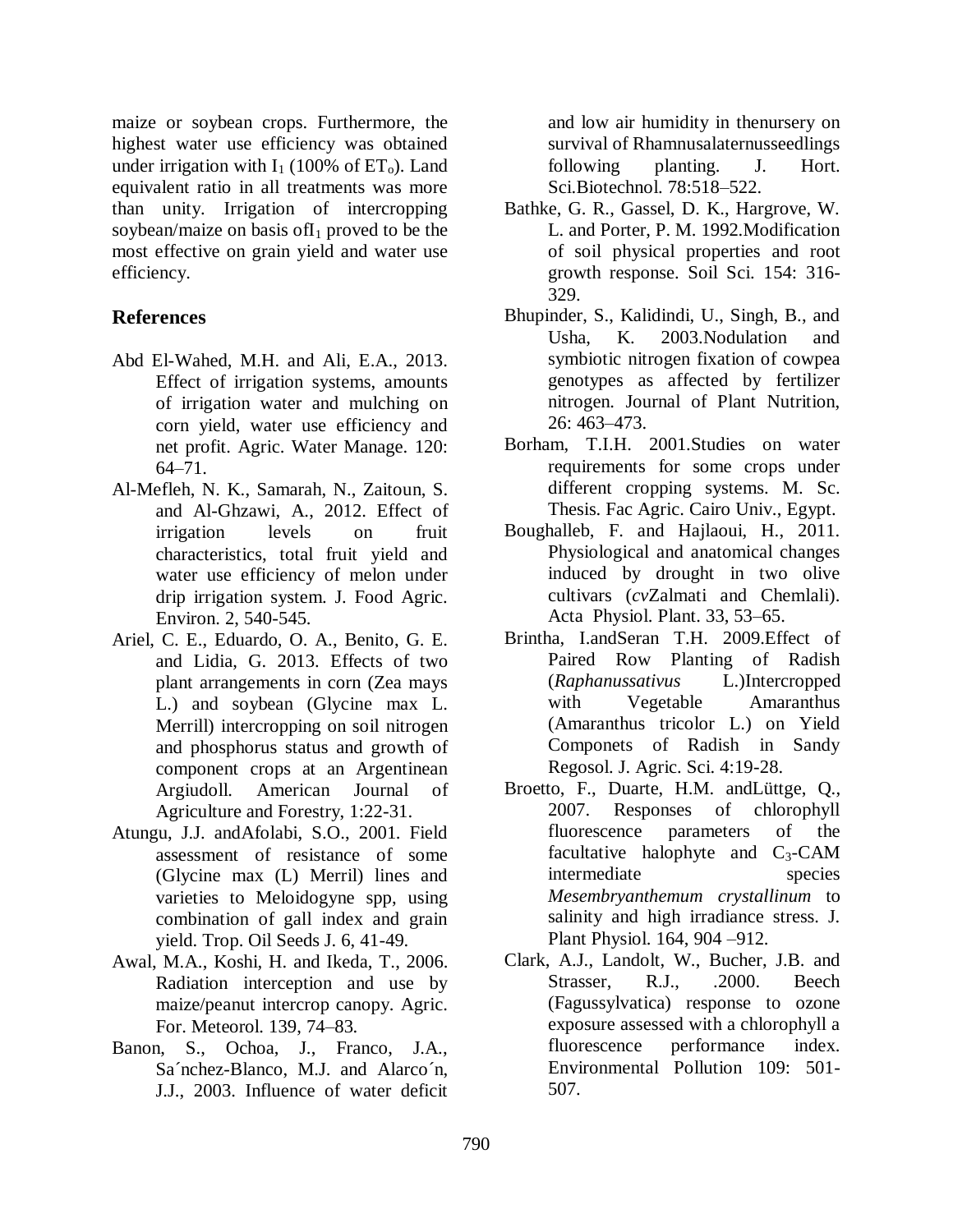maize or soybean crops. Furthermore, the highest water use efficiency was obtained under irrigation with $I_1$ (100% of $ET_o$). Land equivalent ratio in all treatments was more than unity. Irrigation of intercropping soybean/maize on basis of$I_1$ proved to be the most effective on grain yield and water use efficiency.

## References

Abd El-Wahed, M.H. and Ali, E.A., 2013. Effect of irrigation systems, amounts of irrigation water and mulching on corn yield, water use efficiency and net profit. Agric. Water Manage. 120: 64–71.

Al-Mefleh, N. K., Samarah, N., Zaitoun, S. and Al-Ghzawi, A., 2012. Effect of irrigation levels on fruit characteristics, total fruit yield and water use efficiency of melon under drip irrigation system. J. Food Agric. Environ. 2, 540-545.

Ariel, C. E., Eduardo, O. A., Benito, G. E. and Lidia, G. 2013. Effects of two plant arrangements in corn (Zea mays L.) and soybean (Glycine max L. Merrill) intercropping on soil nitrogen and phosphorus status and growth of component crops at an Argentinean Argiudoll. American Journal of Agriculture and Forestry, 1:22-31.

Atungu, J.J. andAfolabi, S.O., 2001. Field assessment of resistance of some (Glycine max (L) Merril) lines and varieties to Meloidogyne spp, using combination of gall index and grain yield. Trop. Oil Seeds J. 6, 41-49.

Awal, M.A., Koshi, H. and Ikeda, T., 2006. Radiation interception and use by maize/peanut intercrop canopy. Agric. For. Meteorol. 139, 74–83.

Banon, S., Ochoa, J., Franco, J.A., Sa´nchez-Blanco, M.J. and Alarco´n, J.J., 2003. Influence of water deficit and low air humidity in thenursery on survival of Rhamnusalaternusseedlings following planting. J. Hort. Sci.Biotechnol. 78:518–522.

Bathke, G. R., Gassel, D. K., Hargrove, W. L. and Porter, P. M. 1992.Modification of soil physical properties and root growth response. Soil Sci. 154: 316-329.

Bhupinder, S., Kalidindi, U., Singh, B., and Usha, K. 2003.Nodulation and symbiotic nitrogen fixation of cowpea genotypes as affected by fertilizer nitrogen. Journal of Plant Nutrition, 26: 463–473.

Borham, T.I.H. 2001.Studies on water requirements for some crops under different cropping systems. M. Sc. Thesis. Fac Agric. Cairo Univ., Egypt.

Boughalleb, F. and Hajlaoui, H., 2011. Physiological and anatomical changes induced by drought in two olive cultivars (*cv*Zalmati and Chemlali). Acta Physiol. Plant. 33, 53–65.

Brintha, I.andSeran T.H. 2009.Effect of Paired Row Planting of Radish (*Raphanussativus* L.)Intercropped with Vegetable Amaranthus (Amaranthus tricolor L.) on Yield Componets of Radish in Sandy Regosol. J. Agric. Sci. 4:19-28.

Broetto, F., Duarte, H.M. andLüttge, Q., 2007. Responses of chlorophyll fluorescence parameters of the facultative halophyte and $C_3$-CAM intermediate species *Mesembryanthemum crystallinum* to salinity and high irradiance stress. J. Plant Physiol. 164, 904 –912.

Clark, A.J., Landolt, W., Bucher, J.B. and Strasser, R.J., .2000. Beech (Fagussylvatica) response to ozone exposure assessed with a chlorophyll a fluorescence performance index. Environmental Pollution 109: 501-507.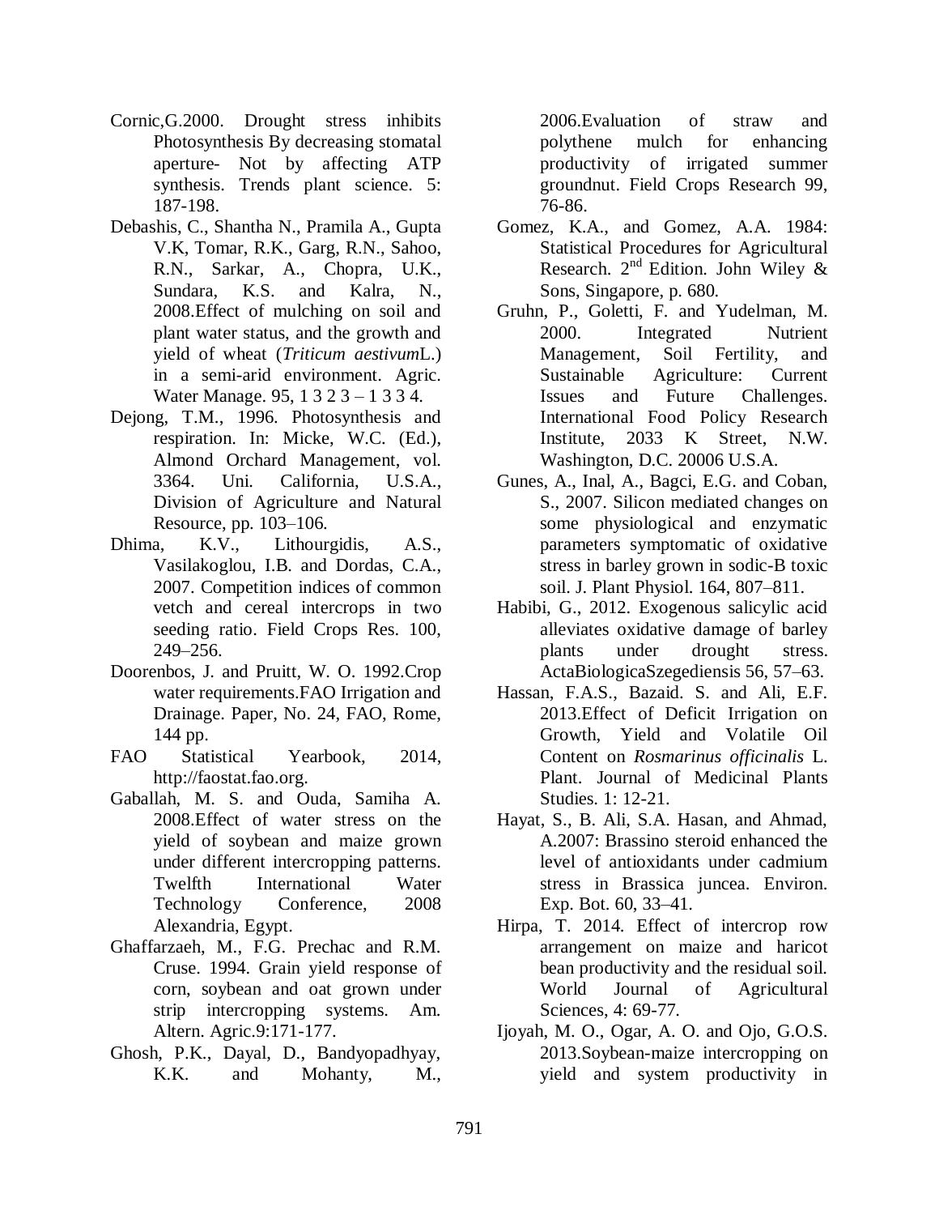Cornic,G.2000. Drought stress inhibits Photosynthesis By decreasing stomatal aperture- Not by affecting ATP synthesis. Trends plant science. 5: 187-198.

Debashis, C., Shantha N., Pramila A., Gupta V.K, Tomar, R.K., Garg, R.N., Sahoo, R.N., Sarkar, A., Chopra, U.K., Sundara, K.S. and Kalra, N., 2008.Effect of mulching on soil and plant water status, and the growth and yield of wheat (*Triticum aestivum*L.) in a semi-arid environment. Agric. Water Manage. 95, 1 3 2 3 – 1 3 3 4.

Dejong, T.M., 1996. Photosynthesis and respiration. In: Micke, W.C. (Ed.), Almond Orchard Management, vol. 3364. Uni. California, U.S.A., Division of Agriculture and Natural Resource, pp. 103–106.

Dhima, K.V., Lithourgidis, A.S., Vasilakoglou, I.B. and Dordas, C.A., 2007. Competition indices of common vetch and cereal intercrops in two seeding ratio. Field Crops Res. 100, 249–256.

Doorenbos, J. and Pruitt, W. O. 1992.Crop water requirements.FAO Irrigation and Drainage. Paper, No. 24, FAO, Rome, 144 pp.

FAO Statistical Yearbook, 2014, http://faostat.fao.org.

Gaballah, M. S. and Ouda, Samiha A. 2008.Effect of water stress on the yield of soybean and maize grown under different intercropping patterns. Twelfth International Water Technology Conference, 2008 Alexandria, Egypt.

Ghaffarzaeh, M., F.G. Prechac and R.M. Cruse. 1994. Grain yield response of corn, soybean and oat grown under strip intercropping systems. Am. Altern. Agric.9:171-177.

Ghosh, P.K., Dayal, D., Bandyopadhyay, K.K. and Mohanty, M., 2006.Evaluation of straw and polythene mulch for enhancing productivity of irrigated summer groundnut. Field Crops Research 99, 76-86.

Gomez, K.A., and Gomez, A.A. 1984: Statistical Procedures for Agricultural Research. 2nd Edition. John Wiley & Sons, Singapore, p. 680.

Gruhn, P., Goletti, F. and Yudelman, M. 2000. Integrated Nutrient Management, Soil Fertility, and Sustainable Agriculture: Current Issues and Future Challenges. International Food Policy Research Institute, 2033 K Street, N.W. Washington, D.C. 20006 U.S.A.

Gunes, A., Inal, A., Bagci, E.G. and Coban, S., 2007. Silicon mediated changes on some physiological and enzymatic parameters symptomatic of oxidative stress in barley grown in sodic-B toxic soil. J. Plant Physiol. 164, 807–811.

Habibi, G., 2012. Exogenous salicylic acid alleviates oxidative damage of barley plants under drought stress. ActaBiologicaSzegediensis 56, 57–63.

Hassan, F.A.S., Bazaid. S. and Ali, E.F. 2013.Effect of Deficit Irrigation on Growth, Yield and Volatile Oil Content on *Rosmarinus officinalis* L. Plant. Journal of Medicinal Plants Studies. 1: 12-21.

Hayat, S., B. Ali, S.A. Hasan, and Ahmad, A.2007: Brassino steroid enhanced the level of antioxidants under cadmium stress in Brassica juncea. Environ. Exp. Bot. 60, 33–41.

Hirpa, T. 2014. Effect of intercrop row arrangement on maize and haricot bean productivity and the residual soil. World Journal of Agricultural Sciences, 4: 69-77.

Ijoyah, M. O., Ogar, A. O. and Ojo, G.O.S. 2013.Soybean-maize intercropping on yield and system productivity in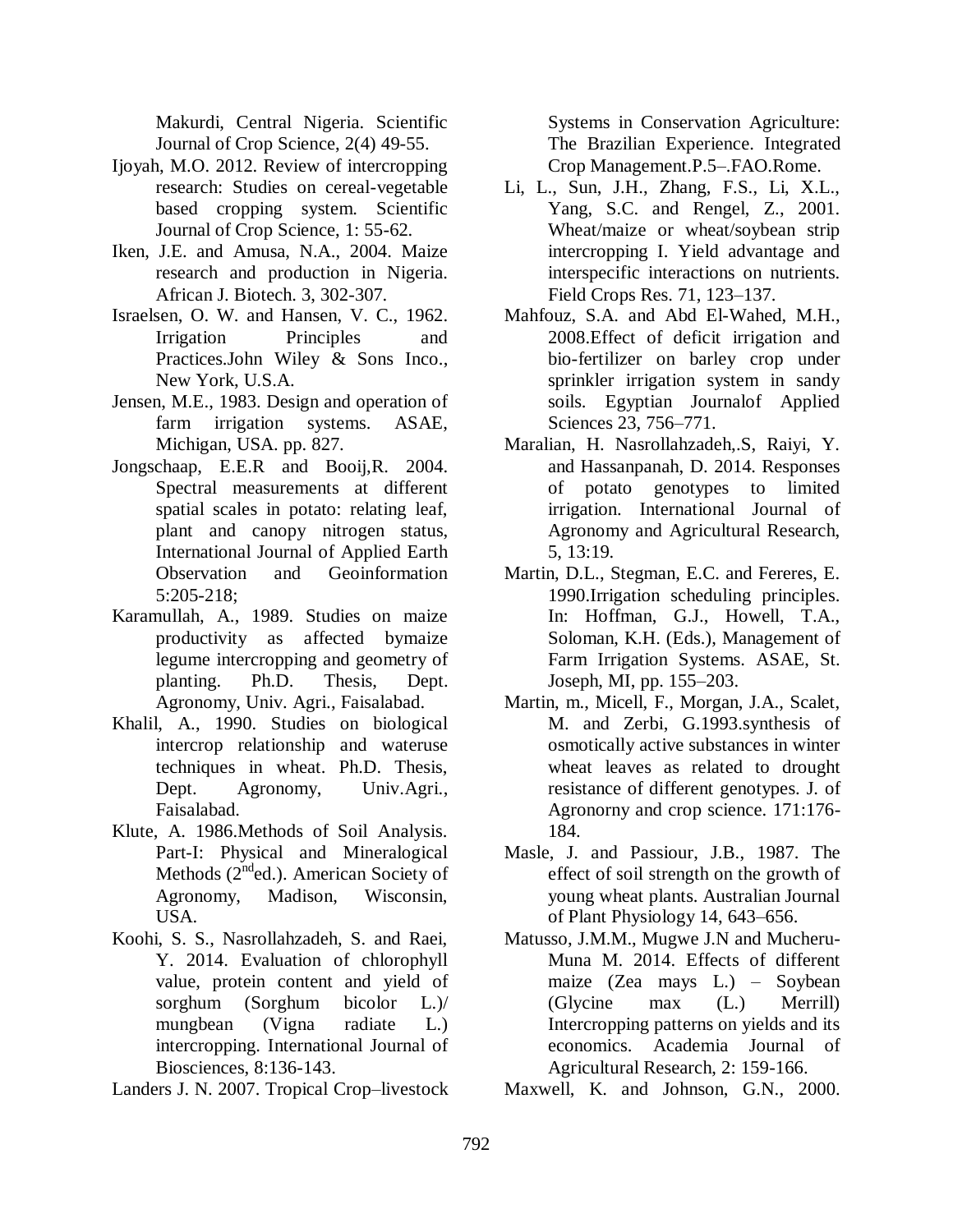Makurdi, Central Nigeria. Scientific Journal of Crop Science, 2(4) 49-55.

Ijoyah, M.O. 2012. Review of intercropping research: Studies on cereal-vegetable based cropping system. Scientific Journal of Crop Science, 1: 55-62.

Iken, J.E. and Amusa, N.A., 2004. Maize research and production in Nigeria. African J. Biotech. 3, 302-307.

Israelsen, O. W. and Hansen, V. C., 1962. Irrigation Principles and Practices.John Wiley & Sons Inco., New York, U.S.A.

Jensen, M.E., 1983. Design and operation of farm irrigation systems. ASAE, Michigan, USA. pp. 827.

Jongschaap, E.E.R and Booij,R. 2004. Spectral measurements at different spatial scales in potato: relating leaf, plant and canopy nitrogen status, International Journal of Applied Earth Observation and Geoinformation 5:205-218;

Karamullah, A., 1989. Studies on maize productivity as affected bymaize legume intercropping and geometry of planting. Ph.D. Thesis, Dept. Agronomy, Univ. Agri., Faisalabad.

Khalil, A., 1990. Studies on biological intercrop relationship and wateruse techniques in wheat. Ph.D. Thesis, Dept. Agronomy, Univ.Agri., Faisalabad.

Klute, A. 1986.Methods of Soil Analysis. Part-I: Physical and Mineralogical Methods (2nd ed.). American Society of Agronomy, Madison, Wisconsin, USA.

Koohi, S. S., Nasrollahzadeh, S. and Raei, Y. 2014. Evaluation of chlorophyll value, protein content and yield of sorghum (Sorghum bicolor L.)/ mungbean (Vigna radiate L.) intercropping. International Journal of Biosciences, 8:136-143.

Landers J. N. 2007. Tropical Crop–livestock Systems in Conservation Agriculture: The Brazilian Experience. Integrated Crop Management.P.5–.FAO.Rome.

Li, L., Sun, J.H., Zhang, F.S., Li, X.L., Yang, S.C. and Rengel, Z., 2001. Wheat/maize or wheat/soybean strip intercropping I. Yield advantage and interspecific interactions on nutrients. Field Crops Res. 71, 123–137.

Mahfouz, S.A. and Abd El-Wahed, M.H., 2008.Effect of deficit irrigation and bio-fertilizer on barley crop under sprinkler irrigation system in sandy soils. Egyptian Journalof Applied Sciences 23, 756–771.

Maralian, H. Nasrollahzadeh,.S, Raiyi, Y. and Hassanpanah, D. 2014. Responses of potato genotypes to limited irrigation. International Journal of Agronomy and Agricultural Research, 5, 13:19.

Martin, D.L., Stegman, E.C. and Fereres, E. 1990.Irrigation scheduling principles. In: Hoffman, G.J., Howell, T.A., Soloman, K.H. (Eds.), Management of Farm Irrigation Systems. ASAE, St. Joseph, MI, pp. 155–203.

Martin, m., Micell, F., Morgan, J.A., Scalet, M. and Zerbi, G.1993.synthesis of osmotically active substances in winter wheat leaves as related to drought resistance of different genotypes. J. of Agronorny and crop science. 171:176-184.

Masle, J. and Passiour, J.B., 1987. The effect of soil strength on the growth of young wheat plants. Australian Journal of Plant Physiology 14, 643–656.

Matusso, J.M.M., Mugwe J.N and Mucheru-Muna M. 2014. Effects of different maize (Zea mays L.) – Soybean (Glycine max (L.) Merrill) Intercropping patterns on yields and its economics. Academia Journal of Agricultural Research, 2: 159-166.

Maxwell, K. and Johnson, G.N., 2000.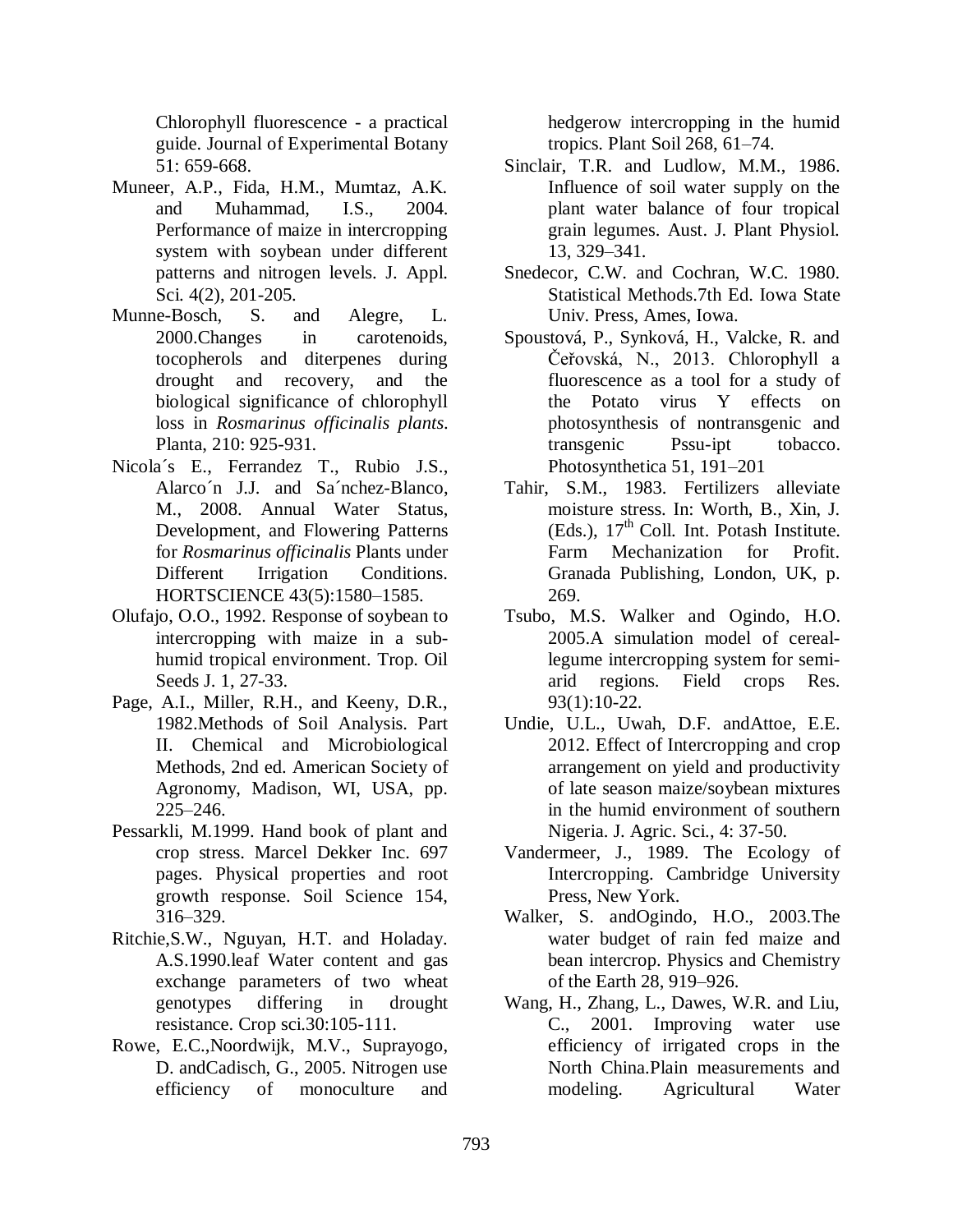Chlorophyll fluorescence - a practical guide. Journal of Experimental Botany 51: 659-668.

Muneer, A.P., Fida, H.M., Mumtaz, A.K. and Muhammad, I.S., 2004. Performance of maize in intercropping system with soybean under different patterns and nitrogen levels. J. Appl. Sci. 4(2), 201-205.

Munne-Bosch, S. and Alegre, L. 2000.Changes in carotenoids, tocopherols and diterpenes during drought and recovery, and the biological significance of chlorophyll loss in *Rosmarinus officinalis plants*. Planta, 210: 925-931.

Nicola´s E., Ferrandez T., Rubio J.S., Alarco´n J.J. and Sa´nchez-Blanco, M., 2008. Annual Water Status, Development, and Flowering Patterns for *Rosmarinus officinalis* Plants under Different Irrigation Conditions. HORTSCIENCE 43(5):1580–1585.

Olufajo, O.O., 1992. Response of soybean to intercropping with maize in a sub-humid tropical environment. Trop. Oil Seeds J. 1, 27-33.

Page, A.I., Miller, R.H., and Keeny, D.R., 1982.Methods of Soil Analysis. Part II. Chemical and Microbiological Methods, 2nd ed. American Society of Agronomy, Madison, WI, USA, pp. 225–246.

Pessarkli, M.1999. Hand book of plant and crop stress. Marcel Dekker Inc. 697 pages. Physical properties and root growth response. Soil Science 154, 316–329.

Ritchie,S.W., Nguyan, H.T. and Holaday. A.S.1990.leaf Water content and gas exchange parameters of two wheat genotypes differing in drought resistance. Crop sci.30:105-111.

Rowe, E.C.,Noordwijk, M.V., Suprayogo, D. andCadisch, G., 2005. Nitrogen use efficiency of monoculture and hedgerow intercropping in the humid tropics. Plant Soil 268, 61–74.

Sinclair, T.R. and Ludlow, M.M., 1986. Influence of soil water supply on the plant water balance of four tropical grain legumes. Aust. J. Plant Physiol. 13, 329–341.

Snedecor, C.W. and Cochran, W.C. 1980. Statistical Methods.7th Ed. Iowa State Univ. Press, Ames, Iowa.

Spoustová, P., Synková, H., Valcke, R. and Čeřovská, N., 2013. Chlorophyll a fluorescence as a tool for a study of the Potato virus Y effects on photosynthesis of nontransgenic and transgenic Pssu-ipt tobacco. Photosynthetica 51, 191–201

Tahir, S.M., 1983. Fertilizers alleviate moisture stress. In: Worth, B., Xin, J. (Eds.), 17th Coll. Int. Potash Institute. Farm Mechanization for Profit. Granada Publishing, London, UK, p. 269.

Tsubo, M.S. Walker and Ogindo, H.O. 2005.A simulation model of cereal-legume intercropping system for semi-arid regions. Field crops Res. 93(1):10-22.

Undie, U.L., Uwah, D.F. andAttoe, E.E. 2012. Effect of Intercropping and crop arrangement on yield and productivity of late season maize/soybean mixtures in the humid environment of southern Nigeria. J. Agric. Sci., 4: 37-50.

Vandermeer, J., 1989. The Ecology of Intercropping. Cambridge University Press, New York.

Walker, S. andOgindo, H.O., 2003.The water budget of rain fed maize and bean intercrop. Physics and Chemistry of the Earth 28, 919–926.

Wang, H., Zhang, L., Dawes, W.R. and Liu, C., 2001. Improving water use efficiency of irrigated crops in the North China.Plain measurements and modeling. Agricultural Water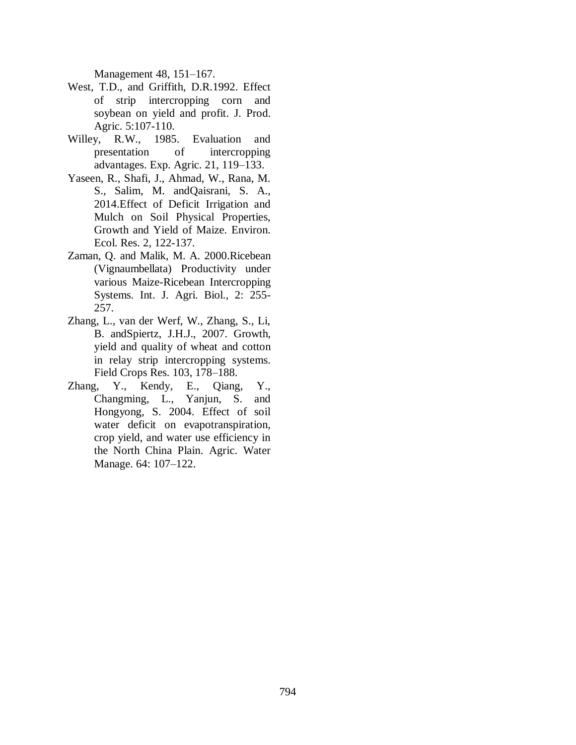Management 48, 151–167.

West, T.D., and Griffith, D.R.1992. Effect of strip intercropping corn and soybean on yield and profit. J. Prod. Agric. 5:107-110.

Willey, R.W., 1985. Evaluation and presentation of intercropping advantages. Exp. Agric. 21, 119–133.

Yaseen, R., Shafi, J., Ahmad, W., Rana, M. S., Salim, M. andQaisrani, S. A., 2014.Effect of Deficit Irrigation and Mulch on Soil Physical Properties, Growth and Yield of Maize. Environ. Ecol. Res. 2, 122-137.

Zaman, Q. and Malik, M. A. 2000.Ricebean (Vignaumbellata) Productivity under various Maize-Ricebean Intercropping Systems. Int. J. Agri. Biol., 2: 255-257.

Zhang, L., van der Werf, W., Zhang, S., Li, B. andSpiertz, J.H.J., 2007. Growth, yield and quality of wheat and cotton in relay strip intercropping systems. Field Crops Res. 103, 178–188.

Zhang, Y., Kendy, E., Qiang, Y., Changming, L., Yanjun, S. and Hongyong, S. 2004. Effect of soil water deficit on evapotranspiration, crop yield, and water use efficiency in the North China Plain. Agric. Water Manage. 64: 107–122.